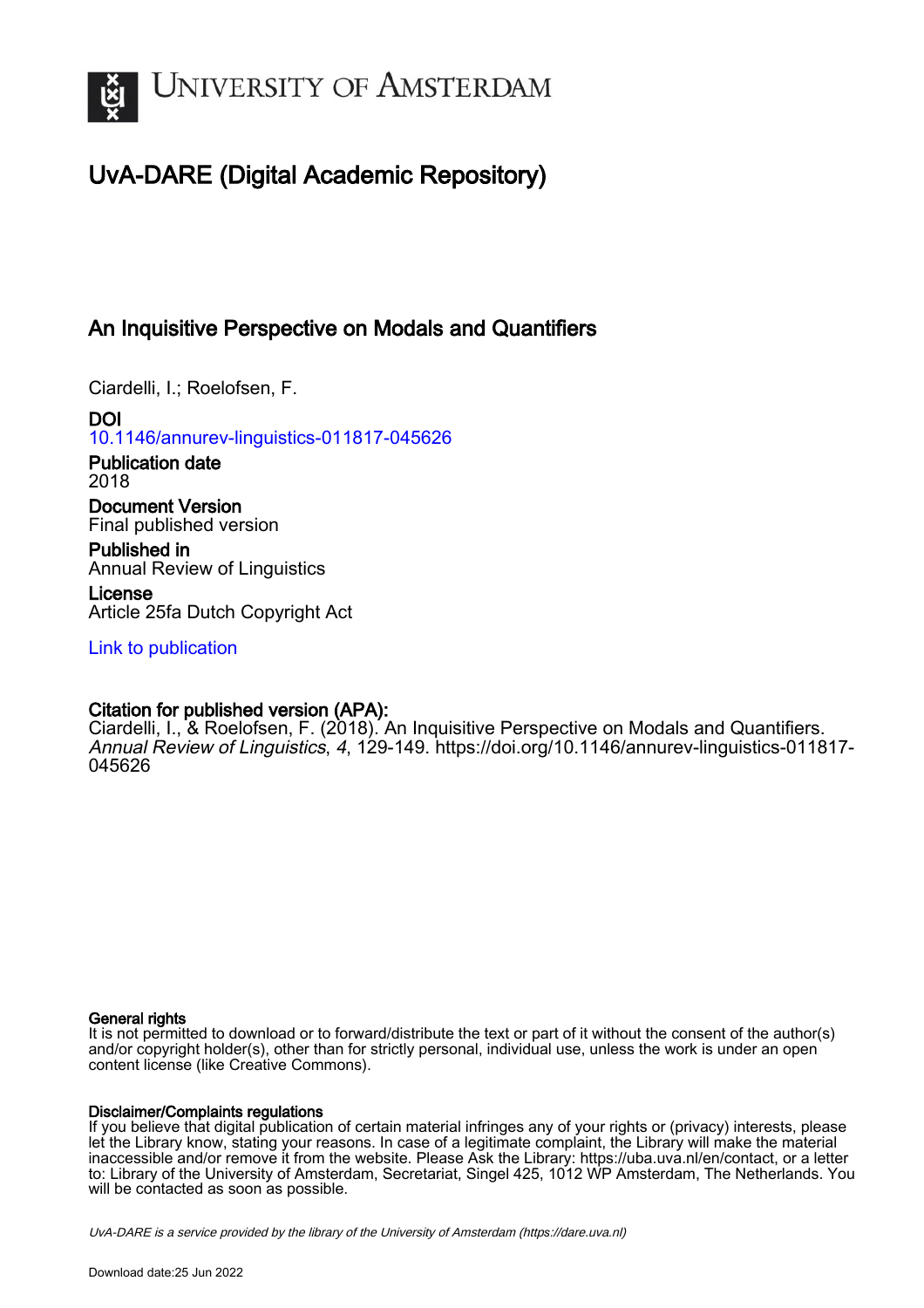UNIVERSITY OF AMSTERDAM

# UvA-DARE (Digital Academic Repository)

## An Inquisitive Perspective on Modals and Quantifiers

Ciardelli, I.; Roelofsen, F.

**DOI**
10.1146/annurev-linguistics-011817-045626

**Publication date**
2018

**Document Version**
Final published version

**Published in**
Annual Review of Linguistics

**License**
Article 25fa Dutch Copyright Act

Link to publication

**Citation for published version (APA):**
Ciardelli, I., & Roelofsen, F. (2018). An Inquisitive Perspective on Modals and Quantifiers. *Annual Review of Linguistics*, *4*, 129-149. https://doi.org/10.1146/annurev-linguistics-011817-045626

**General rights**
It is not permitted to download or to forward/distribute the text or part of it without the consent of the author(s) and/or copyright holder(s), other than for strictly personal, individual use, unless the work is under an open content license (like Creative Commons).

**Disclaimer/Complaints regulations**
If you believe that digital publication of certain material infringes any of your rights or (privacy) interests, please let the Library know, stating your reasons. In case of a legitimate complaint, the Library will make the material inaccessible and/or remove it from the website. Please Ask the Library: https://uba.uva.nl/en/contact, or a letter to: Library of the University of Amsterdam, Secretariat, Singel 425, 1012 WP Amsterdam, The Netherlands. You will be contacted as soon as possible.

UvA-DARE is a service provided by the library of the University of Amsterdam (https://dare.uva.nl)

Download date:25 Jun 2022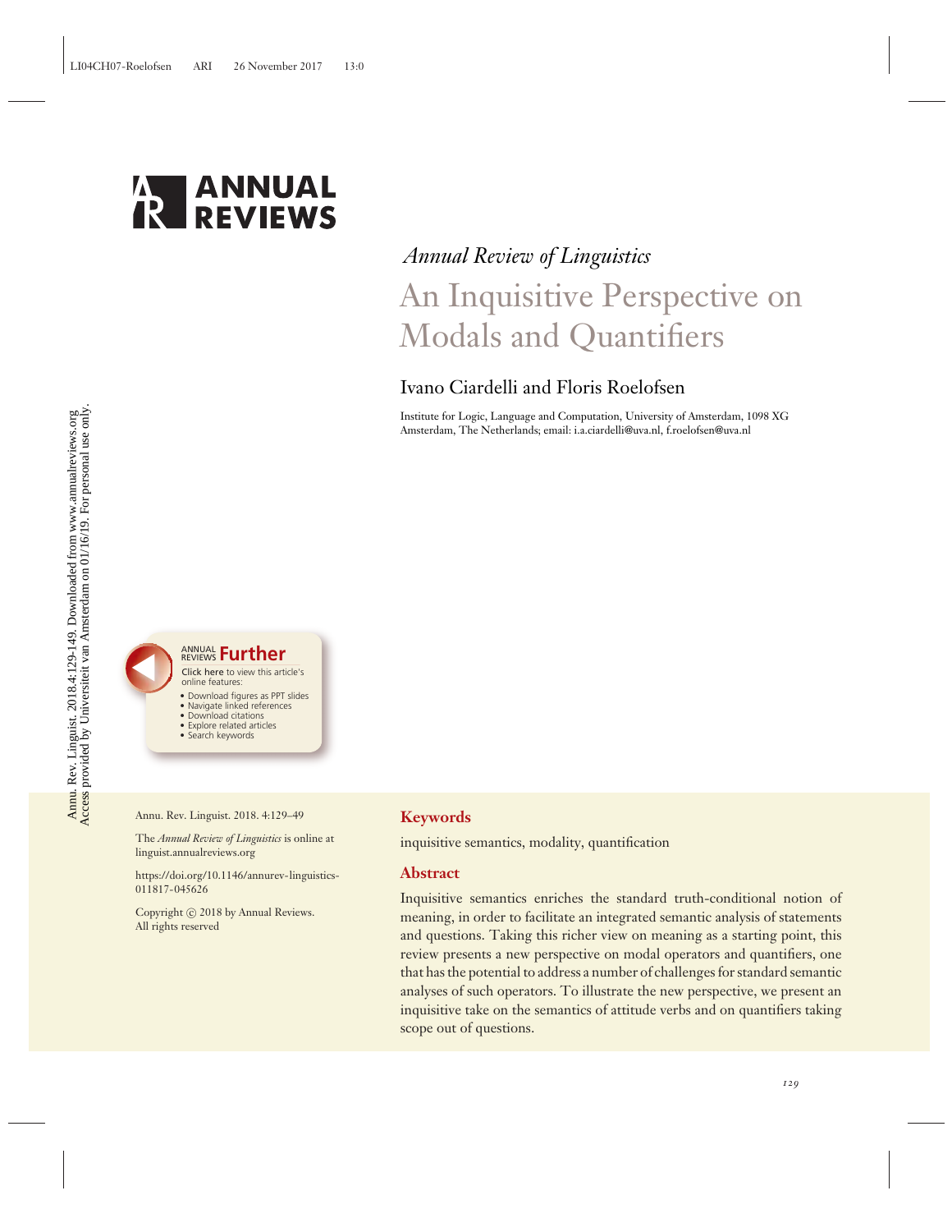*Annual Review of Linguistics*

# An Inquisitive Perspective on Modals and Quantifiers

Ivano Ciardelli and Floris Roelofsen

Institute for Logic, Language and Computation, University of Amsterdam, 1098 XG Amsterdam, The Netherlands; email: i.a.ciardelli@uva.nl, f.roelofsen@uva.nl

Annu. Rev. Linguist. 2018. 4:129–49

The *Annual Review of Linguistics* is online at linguist.annualreviews.org

https://doi.org/10.1146/annurev-linguistics-011817-045626

Copyright © 2018 by Annual Reviews. All rights reserved

## Keywords

inquisitive semantics, modality, quantification

## Abstract

Inquisitive semantics enriches the standard truth-conditional notion of meaning, in order to facilitate an integrated semantic analysis of statements and questions. Taking this richer view on meaning as a starting point, this review presents a new perspective on modal operators and quantifiers, one that has the potential to address a number of challenges for standard semantic analyses of such operators. To illustrate the new perspective, we present an inquisitive take on the semantics of attitude verbs and on quantifiers taking scope out of questions.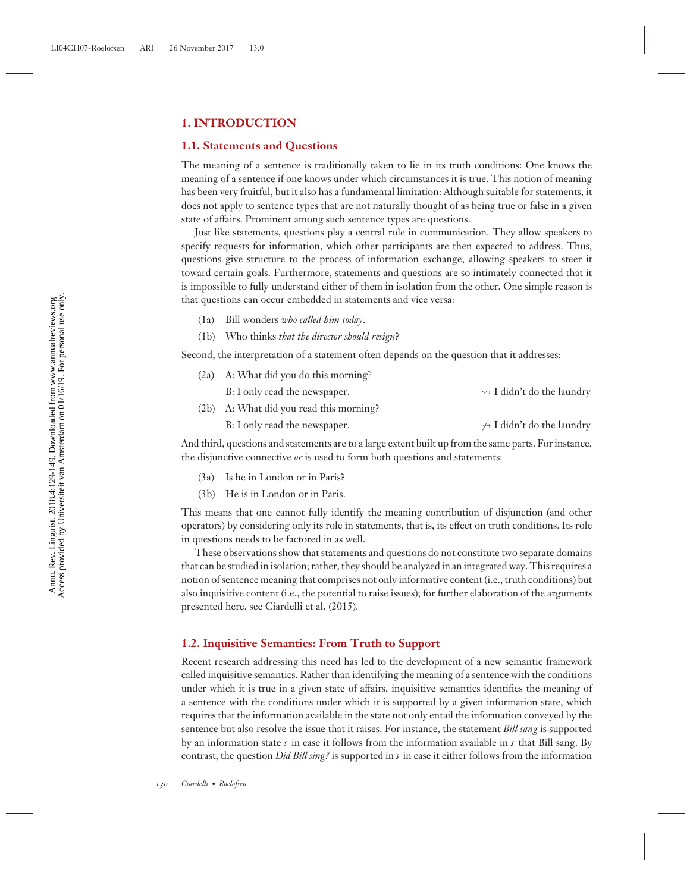## 1. INTRODUCTION

### 1.1. Statements and Questions

The meaning of a sentence is traditionally taken to lie in its truth conditions: One knows the meaning of a sentence if one knows under which circumstances it is true. This notion of meaning has been very fruitful, but it also has a fundamental limitation: Although suitable for statements, it does not apply to sentence types that are not naturally thought of as being true or false in a given state of affairs. Prominent among such sentence types are questions.

Just like statements, questions play a central role in communication. They allow speakers to specify requests for information, which other participants are then expected to address. Thus, questions give structure to the process of information exchange, allowing speakers to steer it toward certain goals. Furthermore, statements and questions are so intimately connected that it is impossible to fully understand either of them in isolation from the other. One simple reason is that questions can occur embedded in statements and vice versa:

(1a) Bill wonders *who called him today*.

(1b) Who thinks *that the director should resign*?

Second, the interpretation of a statement often depends on the question that it addresses:

(2a) A: What did you do this morning?
B: I only read the newspaper. $\rightsquigarrow$ I didn't do the laundry

(2b) A: What did you read this morning?
B: I only read the newspaper. $\not\rightsquigarrow$ I didn't do the laundry

And third, questions and statements are to a large extent built up from the same parts. For instance, the disjunctive connective *or* is used to form both questions and statements:

(3a) Is he in London or in Paris?

(3b) He is in London or in Paris.

This means that one cannot fully identify the meaning contribution of disjunction (and other operators) by considering only its role in statements, that is, its effect on truth conditions. Its role in questions needs to be factored in as well.

These observations show that statements and questions do not constitute two separate domains that can be studied in isolation; rather, they should be analyzed in an integrated way. This requires a notion of sentence meaning that comprises not only informative content (i.e., truth conditions) but also inquisitive content (i.e., the potential to raise issues); for further elaboration of the arguments presented here, see Ciardelli et al. (2015).

### 1.2. Inquisitive Semantics: From Truth to Support

Recent research addressing this need has led to the development of a new semantic framework called inquisitive semantics. Rather than identifying the meaning of a sentence with the conditions under which it is true in a given state of affairs, inquisitive semantics identifies the meaning of a sentence with the conditions under which it is supported by a given information state, which requires that the information available in the state not only entail the information conveyed by the sentence but also resolve the issue that it raises. For instance, the statement *Bill sang* is supported by an information state $s$ in case it follows from the information available in $s$ that Bill sang. By contrast, the question *Did Bill sing?* is supported in $s$ in case it either follows from the information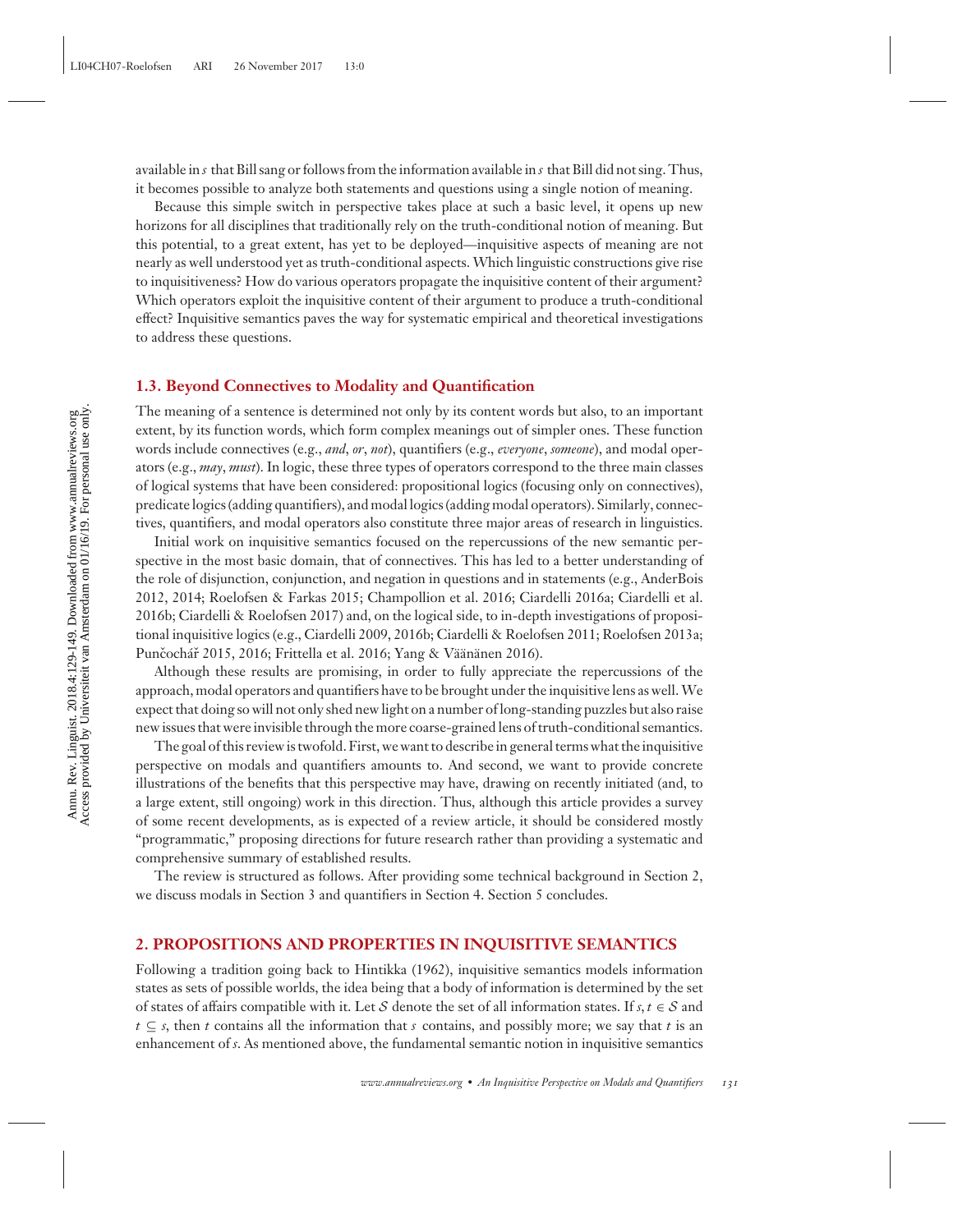available in $s$ that Bill sang or follows from the information available in $s$ that Bill did not sing. Thus, it becomes possible to analyze both statements and questions using a single notion of meaning.

Because this simple switch in perspective takes place at such a basic level, it opens up new horizons for all disciplines that traditionally rely on the truth-conditional notion of meaning. But this potential, to a great extent, has yet to be deployed—inquisitive aspects of meaning are not nearly as well understood yet as truth-conditional aspects. Which linguistic constructions give rise to inquisitiveness? How do various operators propagate the inquisitive content of their argument? Which operators exploit the inquisitive content of their argument to produce a truth-conditional effect? Inquisitive semantics paves the way for systematic empirical and theoretical investigations to address these questions.

### 1.3. Beyond Connectives to Modality and Quantification

The meaning of a sentence is determined not only by its content words but also, to an important extent, by its function words, which form complex meanings out of simpler ones. These function words include connectives (e.g., *and*, *or*, *not*), quantifiers (e.g., *everyone*, *someone*), and modal operators (e.g., *may*, *must*). In logic, these three types of operators correspond to the three main classes of logical systems that have been considered: propositional logics (focusing only on connectives), predicate logics (adding quantifiers), and modal logics (adding modal operators). Similarly, connectives, quantifiers, and modal operators also constitute three major areas of research in linguistics.

Initial work on inquisitive semantics focused on the repercussions of the new semantic perspective in the most basic domain, that of connectives. This has led to a better understanding of the role of disjunction, conjunction, and negation in questions and in statements (e.g., AnderBois 2012, 2014; Roelofsen & Farkas 2015; Champollion et al. 2016; Ciardelli 2016a; Ciardelli et al. 2016b; Ciardelli & Roelofsen 2017) and, on the logical side, to in-depth investigations of propositional inquisitive logics (e.g., Ciardelli 2009, 2016b; Ciardelli & Roelofsen 2011; Roelofsen 2013a; Punčochář 2015, 2016; Frittella et al. 2016; Yang & Väänänen 2016).

Although these results are promising, in order to fully appreciate the repercussions of the approach, modal operators and quantifiers have to be brought under the inquisitive lens as well. We expect that doing so will not only shed new light on a number of long-standing puzzles but also raise new issues that were invisible through the more coarse-grained lens of truth-conditional semantics.

The goal of this review is twofold. First, we want to describe in general terms what the inquisitive perspective on modals and quantifiers amounts to. And second, we want to provide concrete illustrations of the benefits that this perspective may have, drawing on recently initiated (and, to a large extent, still ongoing) work in this direction. Thus, although this article provides a survey of some recent developments, as is expected of a review article, it should be considered mostly "programmatic," proposing directions for future research rather than providing a systematic and comprehensive summary of established results.

The review is structured as follows. After providing some technical background in Section 2, we discuss modals in Section 3 and quantifiers in Section 4. Section 5 concludes.

## 2. PROPOSITIONS AND PROPERTIES IN INQUISITIVE SEMANTICS

Following a tradition going back to Hintikka (1962), inquisitive semantics models information states as sets of possible worlds, the idea being that a body of information is determined by the set of states of affairs compatible with it. Let $\mathcal{S}$ denote the set of all information states. If $s, t \in \mathcal{S}$ and $t \subseteq s$, then $t$ contains all the information that $s$ contains, and possibly more; we say that $t$ is an enhancement of $s$. As mentioned above, the fundamental semantic notion in inquisitive semantics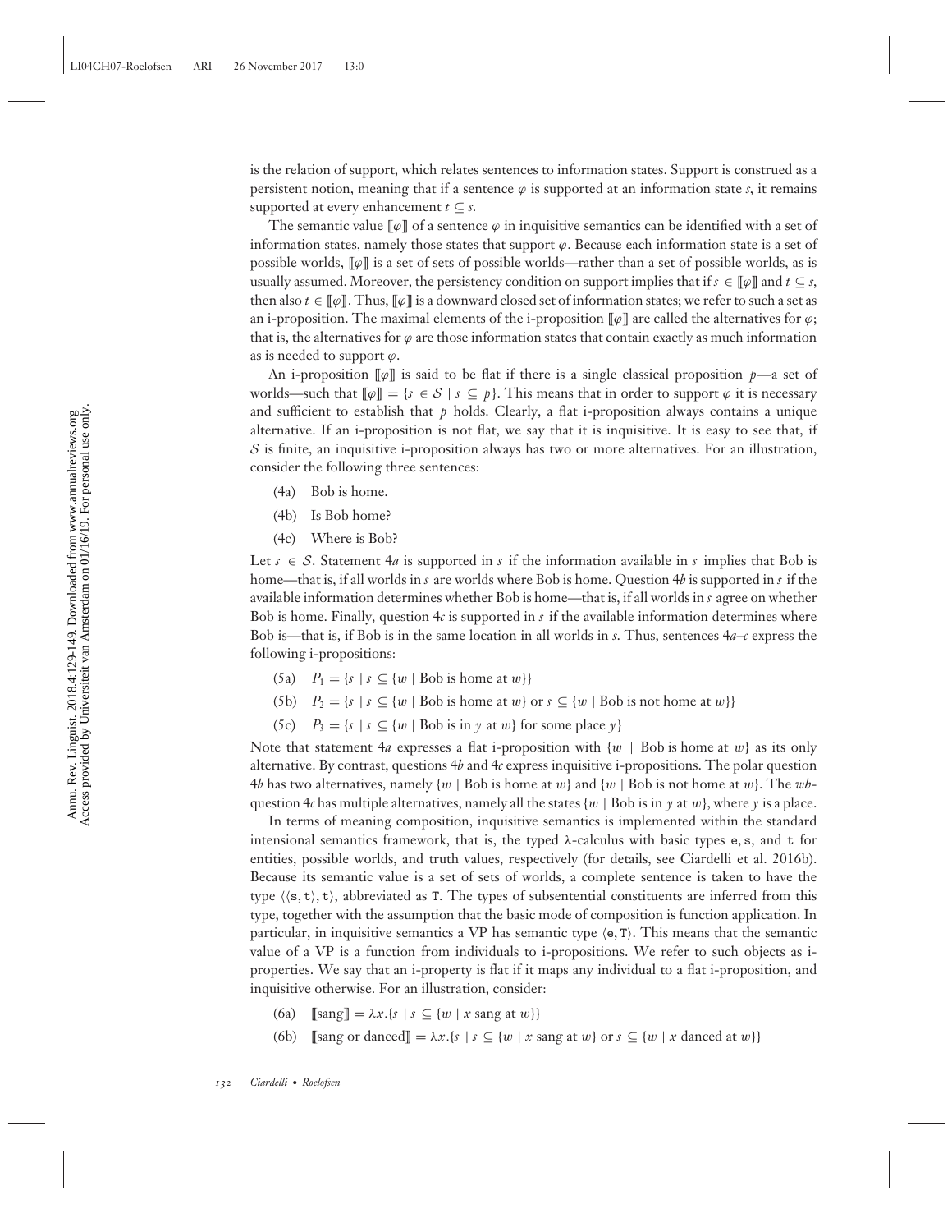is the relation of support, which relates sentences to information states. Support is construed as a persistent notion, meaning that if a sentence $\varphi$ is supported at an information state $s$, it remains supported at every enhancement $t \subseteq s$.

The semantic value $[\![\varphi]\!]$ of a sentence $\varphi$ in inquisitive semantics can be identified with a set of information states, namely those states that support $\varphi$. Because each information state is a set of possible worlds, $[\![\varphi]\!]$ is a set of sets of possible worlds—rather than a set of possible worlds, as is usually assumed. Moreover, the persistency condition on support implies that if $s \in [\![\varphi]\!]$ and $t \subseteq s$, then also $t \in [\![\varphi]\!]$. Thus, $[\![\varphi]\!]$ is a downward closed set of information states; we refer to such a set as an i-proposition. The maximal elements of the i-proposition $[\![\varphi]\!]$ are called the alternatives for $\varphi$; that is, the alternatives for $\varphi$ are those information states that contain exactly as much information as is needed to support $\varphi$.

An i-proposition $[\![\varphi]\!]$ is said to be flat if there is a single classical proposition $p$—a set of worlds—such that $[\![\varphi]\!] = \{s \in \mathcal{S} \mid s \subseteq p\}$. This means that in order to support $\varphi$ it is necessary and sufficient to establish that $p$ holds. Clearly, a flat i-proposition always contains a unique alternative. If an i-proposition is not flat, we say that it is inquisitive. It is easy to see that, if $\mathcal{S}$ is finite, an inquisitive i-proposition always has two or more alternatives. For an illustration, consider the following three sentences:

- (4a) Bob is home.
- (4b) Is Bob home?
- (4c) Where is Bob?

Let $s \in \mathcal{S}$. Statement 4*a* is supported in $s$ if the information available in $s$ implies that Bob is home—that is, if all worlds in $s$ are worlds where Bob is home. Question 4*b* is supported in $s$ if the available information determines whether Bob is home—that is, if all worlds in $s$ agree on whether Bob is home. Finally, question 4*c* is supported in $s$ if the available information determines where Bob is—that is, if Bob is in the same location in all worlds in $s$. Thus, sentences 4*a*–*c* express the following i-propositions:

- (5a) $P_1 = \{s \mid s \subseteq \{w \mid \text{Bob is home at } w\}\}$
- (5b) $P_2 = \{s \mid s \subseteq \{w \mid \text{Bob is home at } w\} \text{ or } s \subseteq \{w \mid \text{Bob is not home at } w\}\}$
- (5c) $P_3 = \{s \mid s \subseteq \{w \mid \text{Bob is in } y \text{ at } w\} \text{ for some place } y\}$

Note that statement 4*a* expresses a flat i-proposition with $\{w \mid \text{Bob is home at } w\}$ as its only alternative. By contrast, questions 4*b* and 4*c* express inquisitive i-propositions. The polar question 4*b* has two alternatives, namely $\{w \mid \text{Bob is home at } w\}$ and $\{w \mid \text{Bob is not home at } w\}$. The *wh*-question 4*c* has multiple alternatives, namely all the states $\{w \mid \text{Bob is in } y \text{ at } w\}$, where $y$ is a place.

In terms of meaning composition, inquisitive semantics is implemented within the standard intensional semantics framework, that is, the typed $\lambda$-calculus with basic types e, s, and t for entities, possible worlds, and truth values, respectively (for details, see Ciardelli et al. 2016b). Because its semantic value is a set of sets of worlds, a complete sentence is taken to have the type $\langle\langle s, t\rangle, t\rangle$, abbreviated as T. The types of subsentential constituents are inferred from this type, together with the assumption that the basic mode of composition is function application. In particular, in inquisitive semantics a VP has semantic type $\langle e, T\rangle$. This means that the semantic value of a VP is a function from individuals to i-propositions. We refer to such objects as i-properties. We say that an i-property is flat if it maps any individual to a flat i-proposition, and inquisitive otherwise. For an illustration, consider:

- (6a) $[\![\text{sang}]\!] = \lambda x.\{s \mid s \subseteq \{w \mid x \text{ sang at } w\}\}$
- (6b) $[\![\text{sang or danced}]\!] = \lambda x.\{s \mid s \subseteq \{w \mid x \text{ sang at } w\} \text{ or } s \subseteq \{w \mid x \text{ danced at } w\}\}$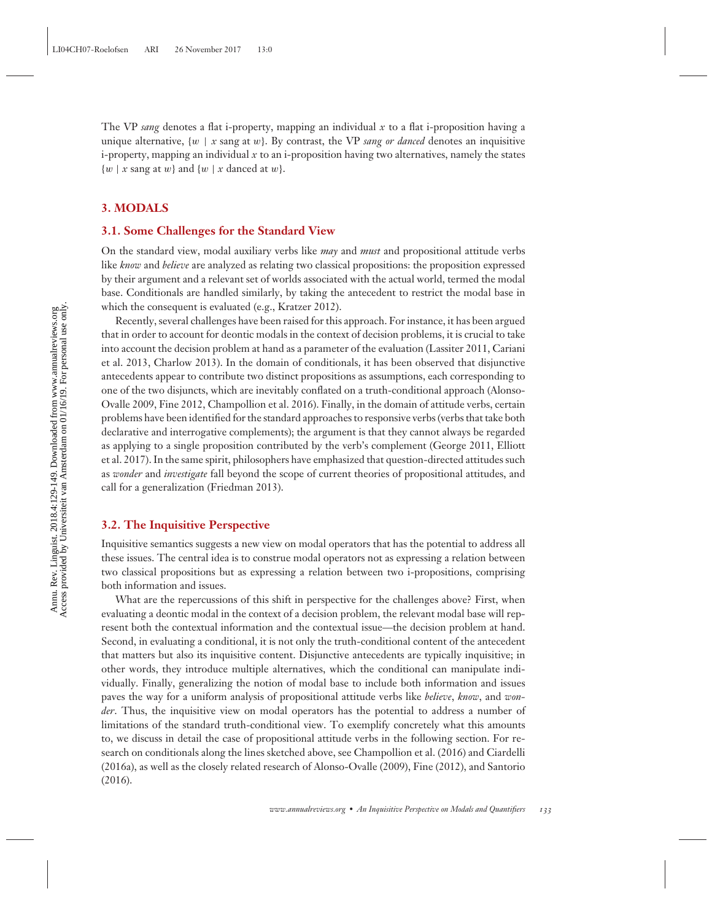The VP *sang* denotes a flat i-property, mapping an individual $x$ to a flat i-proposition having a unique alternative, $\{w \mid x \text{ sang at } w\}$. By contrast, the VP *sang or danced* denotes an inquisitive i-property, mapping an individual $x$ to an i-proposition having two alternatives, namely the states $\{w \mid x \text{ sang at } w\}$ and $\{w \mid x \text{ danced at } w\}$.

## 3. MODALS

### 3.1. Some Challenges for the Standard View

On the standard view, modal auxiliary verbs like *may* and *must* and propositional attitude verbs like *know* and *believe* are analyzed as relating two classical propositions: the proposition expressed by their argument and a relevant set of worlds associated with the actual world, termed the modal base. Conditionals are handled similarly, by taking the antecedent to restrict the modal base in which the consequent is evaluated (e.g., Kratzer 2012).

Recently, several challenges have been raised for this approach. For instance, it has been argued that in order to account for deontic modals in the context of decision problems, it is crucial to take into account the decision problem at hand as a parameter of the evaluation (Lassiter 2011, Cariani et al. 2013, Charlow 2013). In the domain of conditionals, it has been observed that disjunctive antecedents appear to contribute two distinct propositions as assumptions, each corresponding to one of the two disjuncts, which are inevitably conflated on a truth-conditional approach (Alonso-Ovalle 2009, Fine 2012, Champollion et al. 2016). Finally, in the domain of attitude verbs, certain problems have been identified for the standard approaches to responsive verbs (verbs that take both declarative and interrogative complements); the argument is that they cannot always be regarded as applying to a single proposition contributed by the verb's complement (George 2011, Elliott et al. 2017). In the same spirit, philosophers have emphasized that question-directed attitudes such as *wonder* and *investigate* fall beyond the scope of current theories of propositional attitudes, and call for a generalization (Friedman 2013).

### 3.2. The Inquisitive Perspective

Inquisitive semantics suggests a new view on modal operators that has the potential to address all these issues. The central idea is to construe modal operators not as expressing a relation between two classical propositions but as expressing a relation between two i-propositions, comprising both information and issues.

What are the repercussions of this shift in perspective for the challenges above? First, when evaluating a deontic modal in the context of a decision problem, the relevant modal base will represent both the contextual information and the contextual issue—the decision problem at hand. Second, in evaluating a conditional, it is not only the truth-conditional content of the antecedent that matters but also its inquisitive content. Disjunctive antecedents are typically inquisitive; in other words, they introduce multiple alternatives, which the conditional can manipulate individually. Finally, generalizing the notion of modal base to include both information and issues paves the way for a uniform analysis of propositional attitude verbs like *believe*, *know*, and *wonder*. Thus, the inquisitive view on modal operators has the potential to address a number of limitations of the standard truth-conditional view. To exemplify concretely what this amounts to, we discuss in detail the case of propositional attitude verbs in the following section. For research on conditionals along the lines sketched above, see Champollion et al. (2016) and Ciardelli (2016a), as well as the closely related research of Alonso-Ovalle (2009), Fine (2012), and Santorio (2016).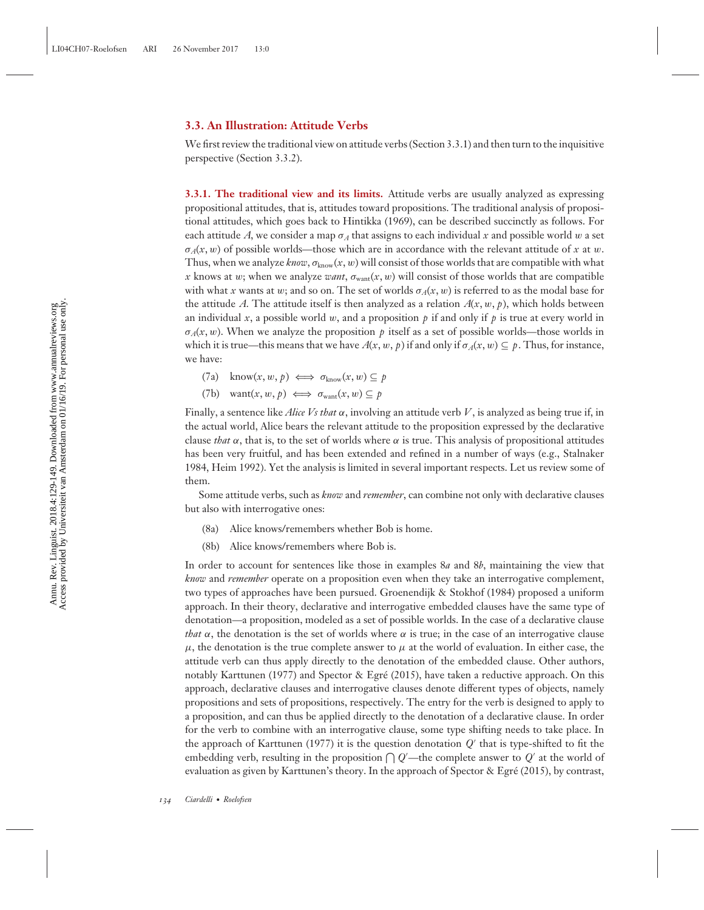### 3.3. An Illustration: Attitude Verbs

We first review the traditional view on attitude verbs (Section 3.3.1) and then turn to the inquisitive perspective (Section 3.3.2).

**3.3.1. The traditional view and its limits.** Attitude verbs are usually analyzed as expressing propositional attitudes, that is, attitudes toward propositions. The traditional analysis of propositional attitudes, which goes back to Hintikka (1969), can be described succinctly as follows. For each attitude $A$, we consider a map $\sigma_A$ that assigns to each individual $x$ and possible world $w$ a set $\sigma_A(x, w)$ of possible worlds—those which are in accordance with the relevant attitude of $x$ at $w$. Thus, when we analyze *know*, $\sigma_{\text{know}}(x, w)$ will consist of those worlds that are compatible with what $x$ knows at $w$; when we analyze *want*, $\sigma_{\text{want}}(x, w)$ will consist of those worlds that are compatible with what $x$ wants at $w$; and so on. The set of worlds $\sigma_A(x, w)$ is referred to as the modal base for the attitude $A$. The attitude itself is then analyzed as a relation $A(x, w, p)$, which holds between an individual $x$, a possible world $w$, and a proposition $p$ if and only if $p$ is true at every world in $\sigma_A(x, w)$. When we analyze the proposition $p$ itself as a set of possible worlds—those worlds in which it is true—this means that we have $A(x, w, p)$ if and only if $\sigma_A(x, w) \subseteq p$. Thus, for instance, we have:

(7a) $\text{know}(x, w, p) \iff \sigma_{\text{know}}(x, w) \subseteq p$

(7b) $\text{want}(x, w, p) \iff \sigma_{\text{want}}(x, w) \subseteq p$

Finally, a sentence like *Alice Vs that* $\alpha$, involving an attitude verb $V$, is analyzed as being true if, in the actual world, Alice bears the relevant attitude to the proposition expressed by the declarative clause *that* $\alpha$, that is, to the set of worlds where $\alpha$ is true. This analysis of propositional attitudes has been very fruitful, and has been extended and refined in a number of ways (e.g., Stalnaker 1984, Heim 1992). Yet the analysis is limited in several important respects. Let us review some of them.

Some attitude verbs, such as *know* and *remember*, can combine not only with declarative clauses but also with interrogative ones:

(8a) Alice knows/remembers whether Bob is home.

(8b) Alice knows/remembers where Bob is.

In order to account for sentences like those in examples 8*a* and 8*b*, maintaining the view that *know* and *remember* operate on a proposition even when they take an interrogative complement, two types of approaches have been pursued. Groenendijk & Stokhof (1984) proposed a uniform approach. In their theory, declarative and interrogative embedded clauses have the same type of denotation—a proposition, modeled as a set of possible worlds. In the case of a declarative clause *that* $\alpha$, the denotation is the set of worlds where $\alpha$ is true; in the case of an interrogative clause $\mu$, the denotation is the true complete answer to $\mu$ at the world of evaluation. In either case, the attitude verb can thus apply directly to the denotation of the embedded clause. Other authors, notably Karttunen (1977) and Spector & Egré (2015), have taken a reductive approach. On this approach, declarative clauses and interrogative clauses denote different types of objects, namely propositions and sets of propositions, respectively. The entry for the verb is designed to apply to a proposition, and can thus be applied directly to the denotation of a declarative clause. In order for the verb to combine with an interrogative clause, some type shifting needs to take place. In the approach of Karttunen (1977) it is the question denotation $Q'$ that is type-shifted to fit the embedding verb, resulting in the proposition $\bigcap Q'$—the complete answer to $Q'$ at the world of evaluation as given by Karttunen's theory. In the approach of Spector & Egré (2015), by contrast,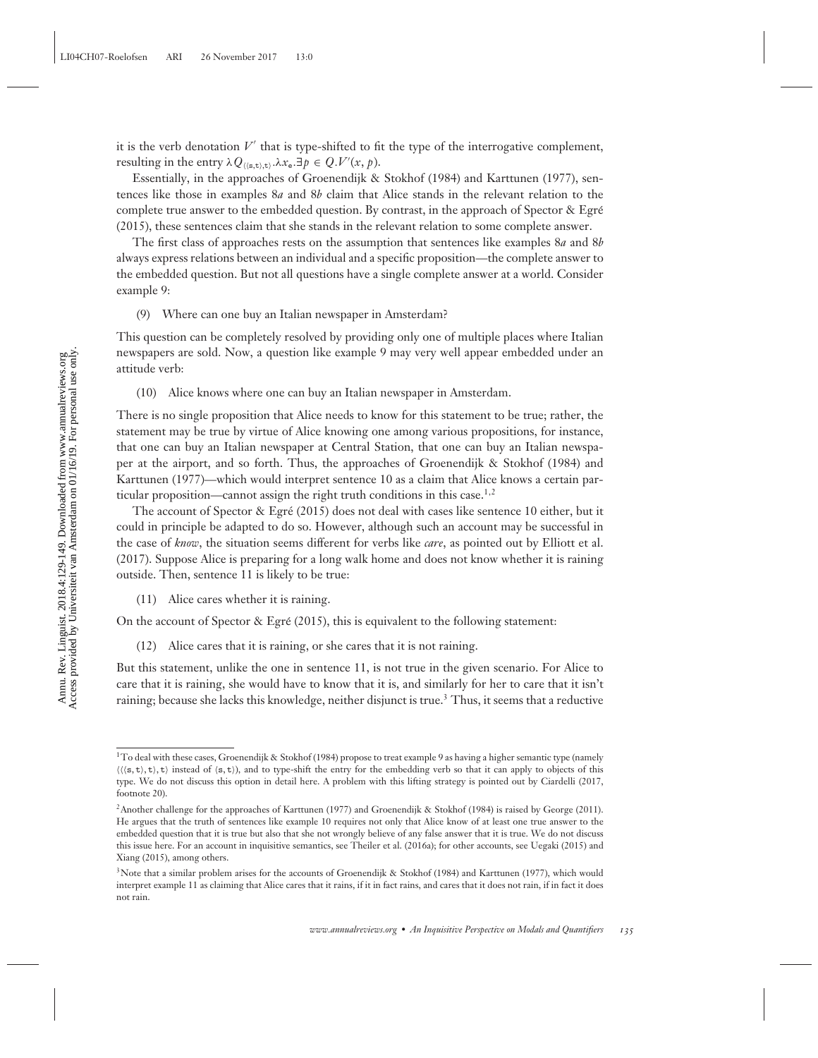it is the verb denotation $V'$ that is type-shifted to fit the type of the interrogative complement, resulting in the entry $\lambda Q_{\langle\langle s,t\rangle,t\rangle}.\lambda x_e.\exists p \in Q.V'(x, p)$.

Essentially, in the approaches of Groenendijk & Stokhof (1984) and Karttunen (1977), sentences like those in examples 8*a* and 8*b* claim that Alice stands in the relevant relation to the complete true answer to the embedded question. By contrast, in the approach of Spector & Egré (2015), these sentences claim that she stands in the relevant relation to some complete answer.

The first class of approaches rests on the assumption that sentences like examples 8*a* and 8*b* always express relations between an individual and a specific proposition—the complete answer to the embedded question. But not all questions have a single complete answer at a world. Consider example 9:

(9) Where can one buy an Italian newspaper in Amsterdam?

This question can be completely resolved by providing only one of multiple places where Italian newspapers are sold. Now, a question like example 9 may very well appear embedded under an attitude verb:

(10) Alice knows where one can buy an Italian newspaper in Amsterdam.

There is no single proposition that Alice needs to know for this statement to be true; rather, the statement may be true by virtue of Alice knowing one among various propositions, for instance, that one can buy an Italian newspaper at Central Station, that one can buy an Italian newspaper at the airport, and so forth. Thus, the approaches of Groenendijk & Stokhof (1984) and Karttunen (1977)—which would interpret sentence 10 as a claim that Alice knows a certain particular proposition—cannot assign the right truth conditions in this case.[1,2]

The account of Spector & Egré (2015) does not deal with cases like sentence 10 either, but it could in principle be adapted to do so. However, although such an account may be successful in the case of *know*, the situation seems different for verbs like *care*, as pointed out by Elliott et al. (2017). Suppose Alice is preparing for a long walk home and does not know whether it is raining outside. Then, sentence 11 is likely to be true:

(11) Alice cares whether it is raining.

On the account of Spector & Egré (2015), this is equivalent to the following statement:

(12) Alice cares that it is raining, or she cares that it is not raining.

But this statement, unlike the one in sentence 11, is not true in the given scenario. For Alice to care that it is raining, she would have to know that it is, and similarly for her to care that it isn't raining; because she lacks this knowledge, neither disjunct is true.[3] Thus, it seems that a reductive

---

[1]To deal with these cases, Groenendijk & Stokhof (1984) propose to treat example 9 as having a higher semantic type (namely $\langle\langle\langle s,t\rangle,t\rangle,t\rangle$ instead of $\langle s,t\rangle$), and to type-shift the entry for the embedding verb so that it can apply to objects of this type. We do not discuss this option in detail here. A problem with this lifting strategy is pointed out by Ciardelli (2017, footnote 20).

[2]Another challenge for the approaches of Karttunen (1977) and Groenendijk & Stokhof (1984) is raised by George (2011). He argues that the truth of sentences like example 10 requires not only that Alice know of at least one true answer to the embedded question that it is true but also that she not wrongly believe of any false answer that it is true. We do not discuss this issue here. For an account in inquisitive semantics, see Theiler et al. (2016a); for other accounts, see Uegaki (2015) and Xiang (2015), among others.

[3]Note that a similar problem arises for the accounts of Groenendijk & Stokhof (1984) and Karttunen (1977), which would interpret example 11 as claiming that Alice cares that it rains, if it in fact rains, and cares that it does not rain, if in fact it does not rain.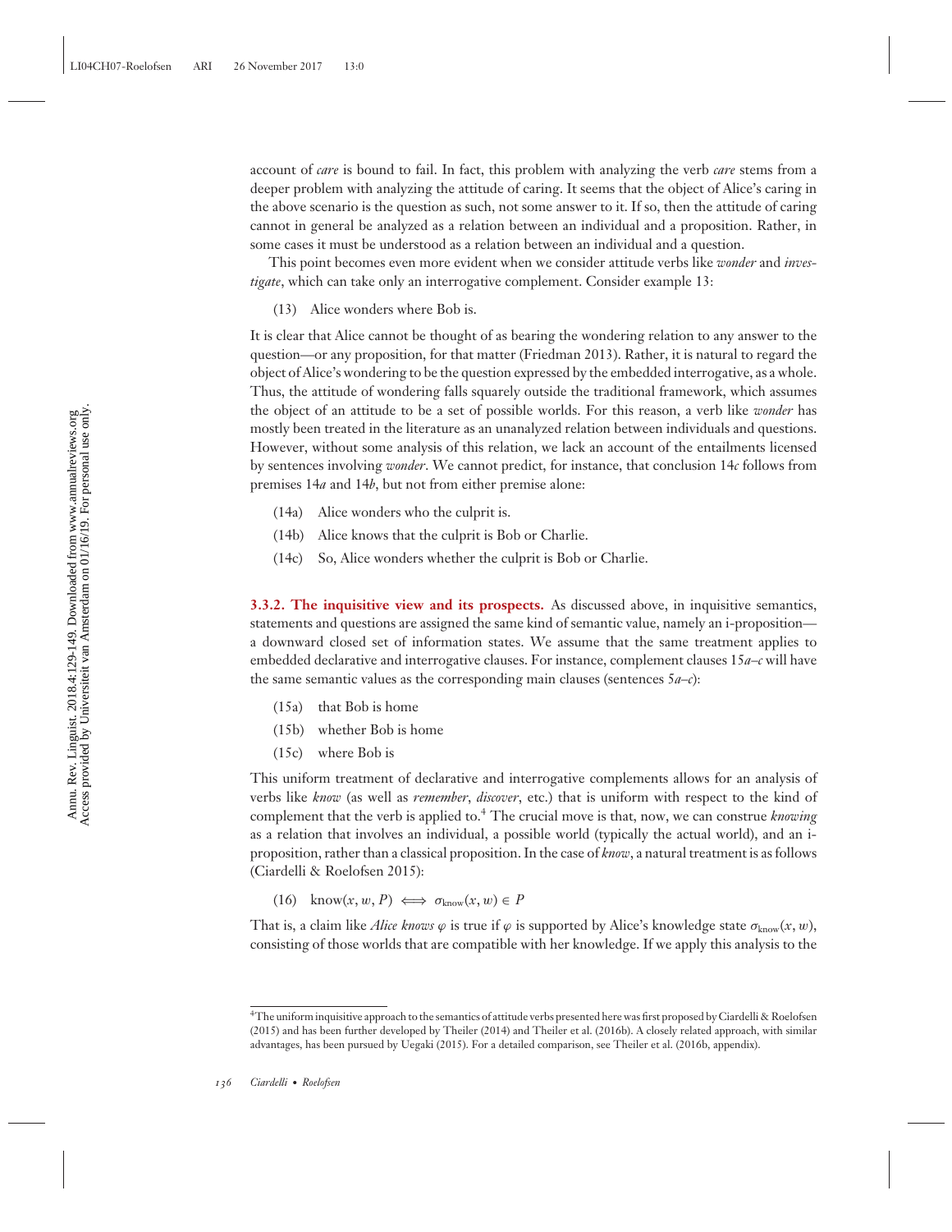account of *care* is bound to fail. In fact, this problem with analyzing the verb *care* stems from a deeper problem with analyzing the attitude of caring. It seems that the object of Alice's caring in the above scenario is the question as such, not some answer to it. If so, then the attitude of caring cannot in general be analyzed as a relation between an individual and a proposition. Rather, in some cases it must be understood as a relation between an individual and a question.

This point becomes even more evident when we consider attitude verbs like *wonder* and *investigate*, which can take only an interrogative complement. Consider example 13:

(13) Alice wonders where Bob is.

It is clear that Alice cannot be thought of as bearing the wondering relation to any answer to the question—or any proposition, for that matter (Friedman 2013). Rather, it is natural to regard the object of Alice's wondering to be the question expressed by the embedded interrogative, as a whole. Thus, the attitude of wondering falls squarely outside the traditional framework, which assumes the object of an attitude to be a set of possible worlds. For this reason, a verb like *wonder* has mostly been treated in the literature as an unanalyzed relation between individuals and questions. However, without some analysis of this relation, we lack an account of the entailments licensed by sentences involving *wonder*. We cannot predict, for instance, that conclusion 14*c* follows from premises 14*a* and 14*b*, but not from either premise alone:

(14a) Alice wonders who the culprit is.

(14b) Alice knows that the culprit is Bob or Charlie.

(14c) So, Alice wonders whether the culprit is Bob or Charlie.

**3.3.2. The inquisitive view and its prospects.** As discussed above, in inquisitive semantics, statements and questions are assigned the same kind of semantic value, namely an i-proposition—a downward closed set of information states. We assume that the same treatment applies to embedded declarative and interrogative clauses. For instance, complement clauses 15*a–c* will have the same semantic values as the corresponding main clauses (sentences 5*a–c*):

(15a) that Bob is home

(15b) whether Bob is home

(15c) where Bob is

This uniform treatment of declarative and interrogative complements allows for an analysis of verbs like *know* (as well as *remember*, *discover*, etc.) that is uniform with respect to the kind of complement that the verb is applied to.[4] The crucial move is that, now, we can construe *knowing* as a relation that involves an individual, a possible world (typically the actual world), and an i-proposition, rather than a classical proposition. In the case of *know*, a natural treatment is as follows (Ciardelli & Roelofsen 2015):

(16) $\text{know}(x, w, P) \iff \sigma_{\text{know}}(x, w) \in P$

That is, a claim like *Alice knows* $\varphi$ is true if $\varphi$ is supported by Alice's knowledge state $\sigma_{\text{know}}(x, w)$, consisting of those worlds that are compatible with her knowledge. If we apply this analysis to the

[4] The uniform inquisitive approach to the semantics of attitude verbs presented here was first proposed by Ciardelli & Roelofsen (2015) and has been further developed by Theiler (2014) and Theiler et al. (2016b). A closely related approach, with similar advantages, has been pursued by Uegaki (2015). For a detailed comparison, see Theiler et al. (2016b, appendix).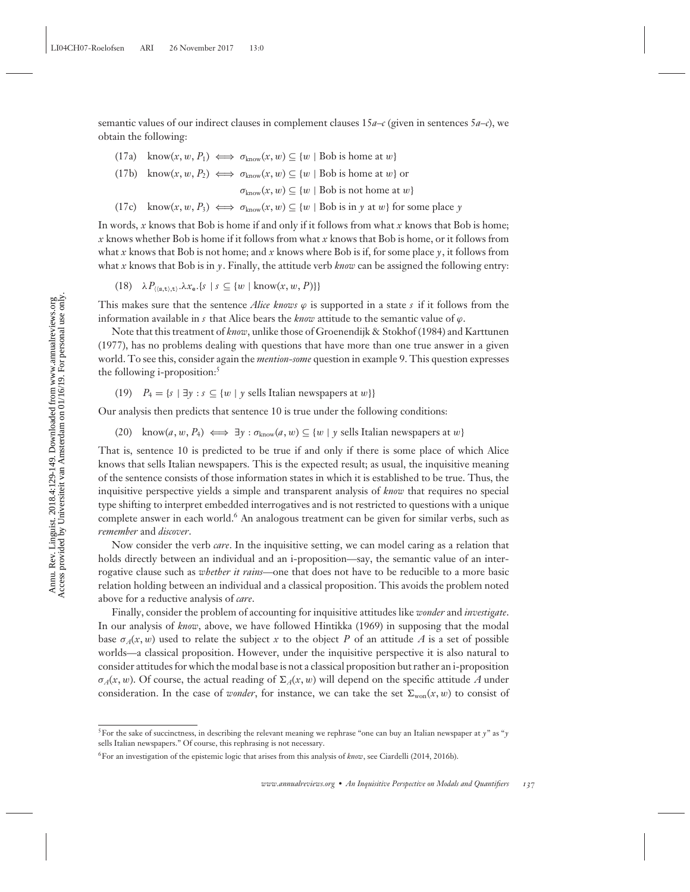semantic values of our indirect clauses in complement clauses 15*a–c* (given in sentences 5*a–c*), we obtain the following:

(17a) $\text{know}(x, w, P_1) \iff \sigma_{\text{know}}(x, w) \subseteq \{w \mid \text{Bob is home at } w\}$

(17b) $\text{know}(x, w, P_2) \iff \sigma_{\text{know}}(x, w) \subseteq \{w \mid \text{Bob is home at } w\}$ or $\sigma_{\text{know}}(x, w) \subseteq \{w \mid \text{Bob is not home at } w\}$

(17c) $\text{know}(x, w, P_3) \iff \sigma_{\text{know}}(x, w) \subseteq \{w \mid \text{Bob is in } y \text{ at } w\}$ for some place $y$

In words, $x$ knows that Bob is home if and only if it follows from what $x$ knows that Bob is home; $x$ knows whether Bob is home if it follows from what $x$ knows that Bob is home, or it follows from what $x$ knows that Bob is not home; and $x$ knows where Bob is if, for some place $y$, it follows from what $x$ knows that Bob is in $y$. Finally, the attitude verb *know* can be assigned the following entry:

(18) $\lambda P_{\langle\langle s,t\rangle,t\rangle}.\lambda x_e.\{s \mid s \subseteq \{w \mid \text{know}(x, w, P)\}\}$

This makes sure that the sentence *Alice knows* $\varphi$ is supported in a state $s$ if it follows from the information available in $s$ that Alice bears the *know* attitude to the semantic value of $\varphi$.

Note that this treatment of *know*, unlike those of Groenendijk & Stokhof (1984) and Karttunen (1977), has no problems dealing with questions that have more than one true answer in a given world. To see this, consider again the *mention-some* question in example 9. This question expresses the following i-proposition:[5]

(19) $P_4 = \{s \mid \exists y : s \subseteq \{w \mid y \text{ sells Italian newspapers at } w\}\}$

Our analysis then predicts that sentence 10 is true under the following conditions:

(20) $\text{know}(a, w, P_4) \iff \exists y : \sigma_{\text{know}}(a, w) \subseteq \{w \mid y \text{ sells Italian newspapers at } w\}$

That is, sentence 10 is predicted to be true if and only if there is some place of which Alice knows that sells Italian newspapers. This is the expected result; as usual, the inquisitive meaning of the sentence consists of those information states in which it is established to be true. Thus, the inquisitive perspective yields a simple and transparent analysis of *know* that requires no special type shifting to interpret embedded interrogatives and is not restricted to questions with a unique complete answer in each world.[6] An analogous treatment can be given for similar verbs, such as *remember* and *discover*.

Now consider the verb *care*. In the inquisitive setting, we can model caring as a relation that holds directly between an individual and an i-proposition—say, the semantic value of an interrogative clause such as *whether it rains*—one that does not have to be reducible to a more basic relation holding between an individual and a classical proposition. This avoids the problem noted above for a reductive analysis of *care*.

Finally, consider the problem of accounting for inquisitive attitudes like *wonder* and *investigate*. In our analysis of *know*, above, we have followed Hintikka (1969) in supposing that the modal base $\sigma_A(x, w)$ used to relate the subject $x$ to the object $P$ of an attitude $A$ is a set of possible worlds—a classical proposition. However, under the inquisitive perspective it is also natural to consider attitudes for which the modal base is not a classical proposition but rather an i-proposition $\sigma_A(x, w)$. Of course, the actual reading of $\Sigma_A(x, w)$ will depend on the specific attitude $A$ under consideration. In the case of *wonder*, for instance, we can take the set $\Sigma_{\text{won}}(x, w)$ to consist of

[5] For the sake of succinctness, in describing the relevant meaning we rephrase "one can buy an Italian newspaper at $y$" as "$y$ sells Italian newspapers." Of course, this rephrasing is not necessary.

[6] For an investigation of the epistemic logic that arises from this analysis of *know*, see Ciardelli (2014, 2016b).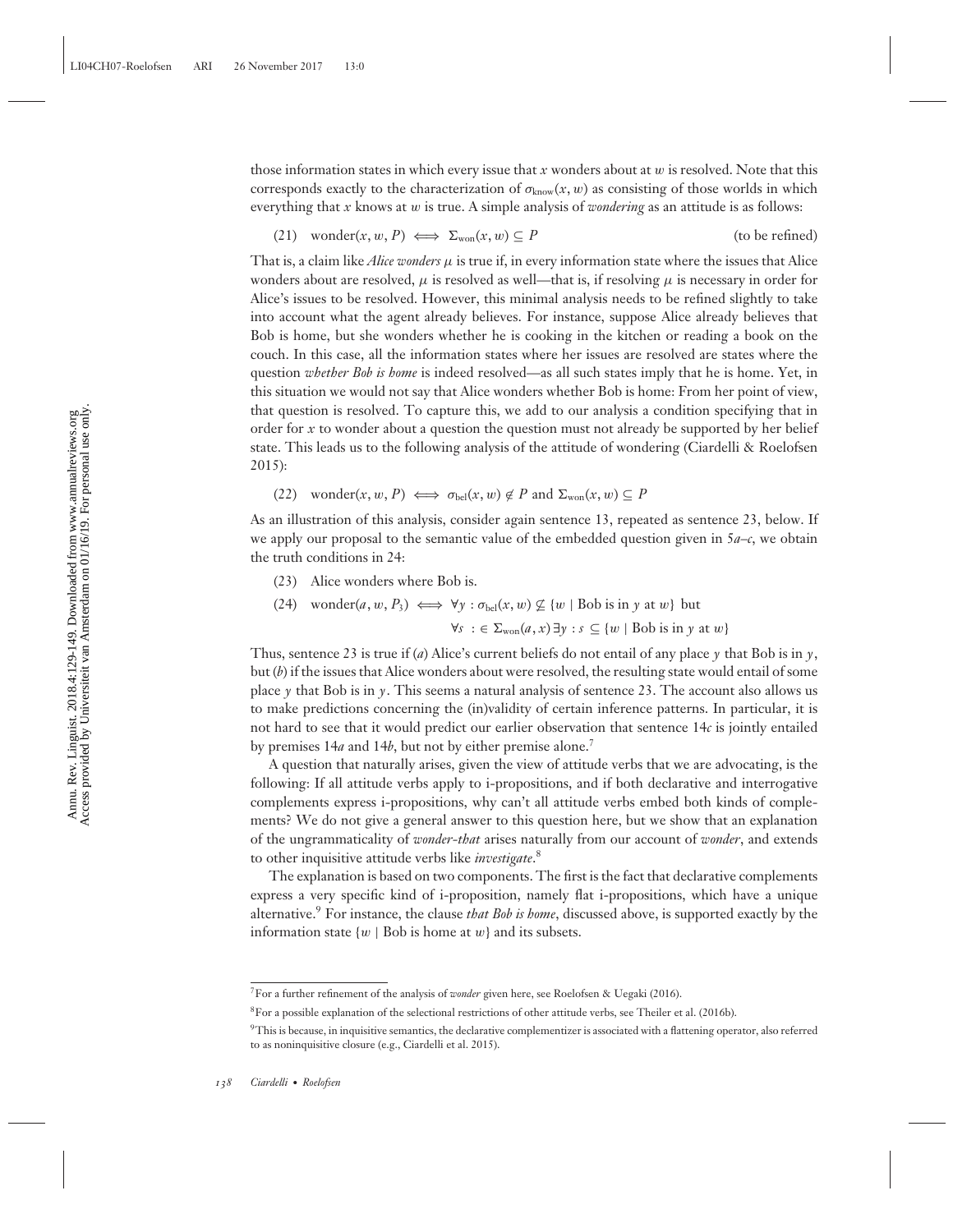those information states in which every issue that $x$ wonders about at $w$ is resolved. Note that this corresponds exactly to the characterization of $\sigma_{\text{know}}(x, w)$ as consisting of those worlds in which everything that $x$ knows at $w$ is true. A simple analysis of *wondering* as an attitude is as follows:

$$(21) \quad \text{wonder}(x, w, P) \iff \Sigma_{\text{won}}(x, w) \subseteq P \qquad \text{(to be refined)}$$

That is, a claim like *Alice wonders* $\mu$ is true if, in every information state where the issues that Alice wonders about are resolved, $\mu$ is resolved as well—that is, if resolving $\mu$ is necessary in order for Alice's issues to be resolved. However, this minimal analysis needs to be refined slightly to take into account what the agent already believes. For instance, suppose Alice already believes that Bob is home, but she wonders whether he is cooking in the kitchen or reading a book on the couch. In this case, all the information states where her issues are resolved are states where the question *whether Bob is home* is indeed resolved—as all such states imply that he is home. Yet, in this situation we would not say that Alice wonders whether Bob is home: From her point of view, that question is resolved. To capture this, we add to our analysis a condition specifying that in order for $x$ to wonder about a question the question must not already be supported by her belief state. This leads us to the following analysis of the attitude of wondering (Ciardelli & Roelofsen 2015):

$$(22) \quad \text{wonder}(x, w, P) \iff \sigma_{\text{bel}}(x, w) \notin P \text{ and } \Sigma_{\text{won}}(x, w) \subseteq P$$

As an illustration of this analysis, consider again sentence 13, repeated as sentence 23, below. If we apply our proposal to the semantic value of the embedded question given in 5*a*–*c*, we obtain the truth conditions in 24:

(23) Alice wonders where Bob is.

$$(24) \quad \text{wonder}(a, w, P_3) \iff \forall y : \sigma_{\text{bel}}(x, w) \not\subseteq \{w \mid \text{Bob is in } y \text{ at } w\} \text{ but}$$
$$\forall s \ : \in \Sigma_{\text{won}}(a, x)\, \exists y : s \subseteq \{w \mid \text{Bob is in } y \text{ at } w\}$$

Thus, sentence 23 is true if (*a*) Alice's current beliefs do not entail of any place $y$ that Bob is in $y$, but (*b*) if the issues that Alice wonders about were resolved, the resulting state would entail of some place $y$ that Bob is in $y$. This seems a natural analysis of sentence 23. The account also allows us to make predictions concerning the (in)validity of certain inference patterns. In particular, it is not hard to see that it would predict our earlier observation that sentence 14*c* is jointly entailed by premises 14*a* and 14*b*, but not by either premise alone.[7]

A question that naturally arises, given the view of attitude verbs that we are advocating, is the following: If all attitude verbs apply to i-propositions, and if both declarative and interrogative complements express i-propositions, why can't all attitude verbs embed both kinds of complements? We do not give a general answer to this question here, but we show that an explanation of the ungrammaticality of *wonder-that* arises naturally from our account of *wonder*, and extends to other inquisitive attitude verbs like *investigate*.[8]

The explanation is based on two components. The first is the fact that declarative complements express a very specific kind of i-proposition, namely flat i-propositions, which have a unique alternative.[9] For instance, the clause *that Bob is home*, discussed above, is supported exactly by the information state $\{w \mid \text{Bob is home at } w\}$ and its subsets.

[7]For a further refinement of the analysis of *wonder* given here, see Roelofsen & Uegaki (2016).

[8]For a possible explanation of the selectional restrictions of other attitude verbs, see Theiler et al. (2016b).

[9]This is because, in inquisitive semantics, the declarative complementizer is associated with a flattening operator, also referred to as noninquisitive closure (e.g., Ciardelli et al. 2015).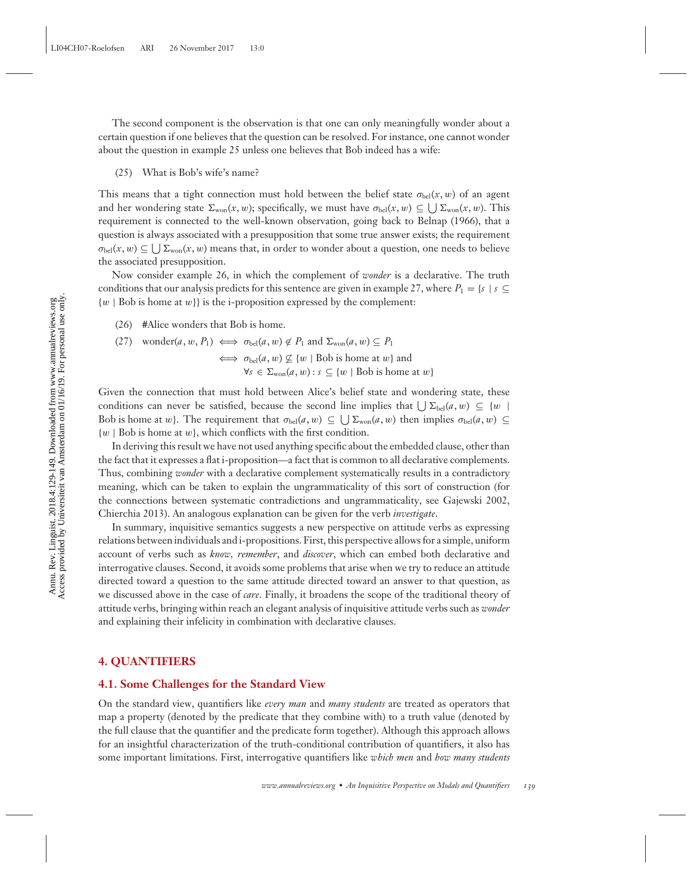The second component is the observation is that one can only meaningfully wonder about a certain question if one believes that the question can be resolved. For instance, one cannot wonder about the question in example 25 unless one believes that Bob indeed has a wife:

(25) What is Bob's wife's name?

This means that a tight connection must hold between the belief state $\sigma_{\text{bel}}(x, w)$ of an agent and her wondering state $\Sigma_{\text{won}}(x, w)$; specifically, we must have $\sigma_{\text{bel}}(x, w) \subseteq \bigcup \Sigma_{\text{won}}(x, w)$. This requirement is connected to the well-known observation, going back to Belnap (1966), that a question is always associated with a presupposition that some true answer exists; the requirement $\sigma_{\text{bel}}(x, w) \subseteq \bigcup \Sigma_{\text{won}}(x, w)$ means that, in order to wonder about a question, one needs to believe the associated presupposition.

Now consider example 26, in which the complement of *wonder* is a declarative. The truth conditions that our analysis predicts for this sentence are given in example 27, where $P_1 = \{s \mid s \subseteq \{w \mid \text{Bob is home at } w\}\}$ is the i-proposition expressed by the complement:

(26) #Alice wonders that Bob is home.

(27)
$$\begin{aligned} \text{wonder}(a, w, P_1) &\iff \sigma_{\text{bel}}(a, w) \notin P_1 \text{ and } \Sigma_{\text{won}}(a, w) \subseteq P_1 \\ &\iff \sigma_{\text{bel}}(a, w) \not\subseteq \{w \mid \text{Bob is home at } w\} \text{ and} \\ &\qquad \forall s \in \Sigma_{\text{won}}(a, w) : s \subseteq \{w \mid \text{Bob is home at } w\} \end{aligned}$$

Given the connection that must hold between Alice's belief state and wondering state, these conditions can never be satisfied, because the second line implies that $\bigcup \Sigma_{\text{bel}}(a, w) \subseteq \{w \mid \text{Bob is home at } w\}$. The requirement that $\sigma_{\text{bel}}(a, w) \subseteq \bigcup \Sigma_{\text{won}}(a, w)$ then implies $\sigma_{\text{bel}}(a, w) \subseteq \{w \mid \text{Bob is home at } w\}$, which conflicts with the first condition.

In deriving this result we have not used anything specific about the embedded clause, other than the fact that it expresses a flat i-proposition—a fact that is common to all declarative complements. Thus, combining *wonder* with a declarative complement systematically results in a contradictory meaning, which can be taken to explain the ungrammaticality of this sort of construction (for the connections between systematic contradictions and ungrammaticality, see Gajewski 2002, Chierchia 2013). An analogous explanation can be given for the verb *investigate*.

In summary, inquisitive semantics suggests a new perspective on attitude verbs as expressing relations between individuals and i-propositions. First, this perspective allows for a simple, uniform account of verbs such as *know*, *remember*, and *discover*, which can embed both declarative and interrogative clauses. Second, it avoids some problems that arise when we try to reduce an attitude directed toward a question to the same attitude directed toward an answer to that question, as we discussed above in the case of *care*. Finally, it broadens the scope of the traditional theory of attitude verbs, bringing within reach an elegant analysis of inquisitive attitude verbs such as *wonder* and explaining their infelicity in combination with declarative clauses.

## 4. QUANTIFIERS

### 4.1. Some Challenges for the Standard View

On the standard view, quantifiers like *every man* and *many students* are treated as operators that map a property (denoted by the predicate that they combine with) to a truth value (denoted by the full clause that the quantifier and the predicate form together). Although this approach allows for an insightful characterization of the truth-conditional contribution of quantifiers, it also has some important limitations. First, interrogative quantifiers like *which men* and *how many students*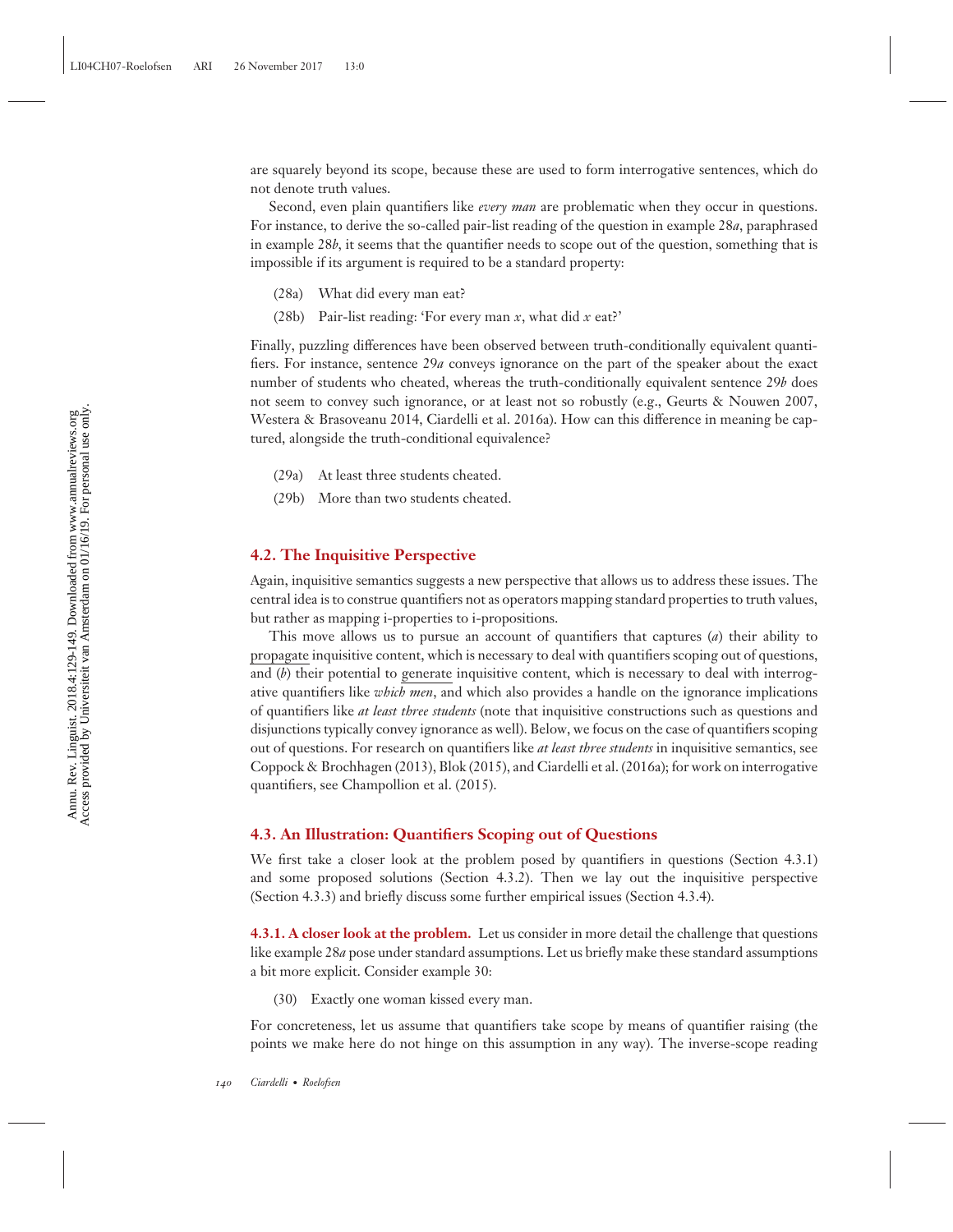are squarely beyond its scope, because these are used to form interrogative sentences, which do not denote truth values.

Second, even plain quantifiers like *every man* are problematic when they occur in questions. For instance, to derive the so-called pair-list reading of the question in example 28*a*, paraphrased in example 28*b*, it seems that the quantifier needs to scope out of the question, something that is impossible if its argument is required to be a standard property:

(28a) What did every man eat?

(28b) Pair-list reading: 'For every man *x*, what did *x* eat?'

Finally, puzzling differences have been observed between truth-conditionally equivalent quantifiers. For instance, sentence 29*a* conveys ignorance on the part of the speaker about the exact number of students who cheated, whereas the truth-conditionally equivalent sentence 29*b* does not seem to convey such ignorance, or at least not so robustly (e.g., Geurts & Nouwen 2007, Westera & Brasoveanu 2014, Ciardelli et al. 2016a). How can this difference in meaning be captured, alongside the truth-conditional equivalence?

(29a) At least three students cheated.

(29b) More than two students cheated.

### 4.2. The Inquisitive Perspective

Again, inquisitive semantics suggests a new perspective that allows us to address these issues. The central idea is to construe quantifiers not as operators mapping standard properties to truth values, but rather as mapping i-properties to i-propositions.

This move allows us to pursue an account of quantifiers that captures (*a*) their ability to <u>propagate</u> inquisitive content, which is necessary to deal with quantifiers scoping out of questions, and (*b*) their potential to <u>generate</u> inquisitive content, which is necessary to deal with interrogative quantifiers like *which men*, and which also provides a handle on the ignorance implications of quantifiers like *at least three students* (note that inquisitive constructions such as questions and disjunctions typically convey ignorance as well). Below, we focus on the case of quantifiers scoping out of questions. For research on quantifiers like *at least three students* in inquisitive semantics, see Coppock & Brochhagen (2013), Blok (2015), and Ciardelli et al. (2016a); for work on interrogative quantifiers, see Champollion et al. (2015).

### 4.3. An Illustration: Quantifiers Scoping out of Questions

We first take a closer look at the problem posed by quantifiers in questions (Section 4.3.1) and some proposed solutions (Section 4.3.2). Then we lay out the inquisitive perspective (Section 4.3.3) and briefly discuss some further empirical issues (Section 4.3.4).

**4.3.1. A closer look at the problem.** Let us consider in more detail the challenge that questions like example 28*a* pose under standard assumptions. Let us briefly make these standard assumptions a bit more explicit. Consider example 30:

(30) Exactly one woman kissed every man.

For concreteness, let us assume that quantifiers take scope by means of quantifier raising (the points we make here do not hinge on this assumption in any way). The inverse-scope reading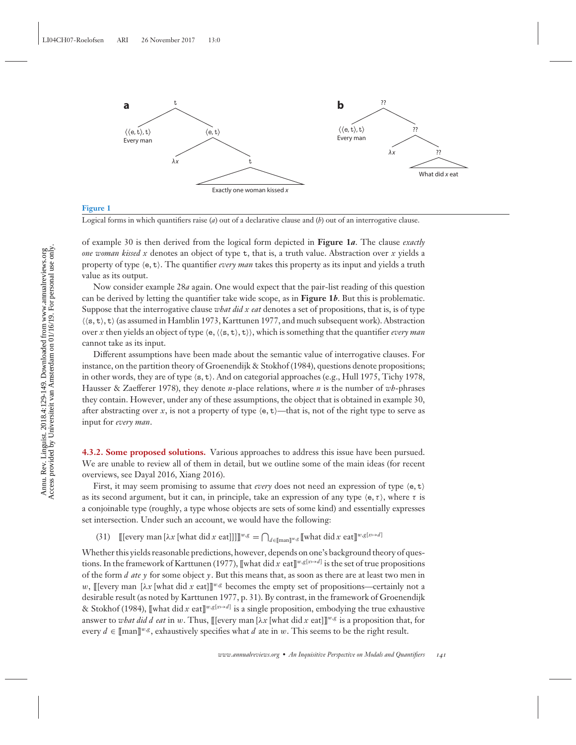**a**

t
- $\langle\langle e,t\rangle,t\rangle$ Every man
- $\langle e,t\rangle$
  - $\lambda x$
  - t: Exactly one woman kissed $x$

**b**

??
- $\langle\langle e,t\rangle,t\rangle$ Every man
- ??
  - $\lambda x$
  - ??: What did $x$ eat

**Figure 1**

Logical forms in which quantifiers raise (*a*) out of a declarative clause and (*b*) out of an interrogative clause.

of example 30 is then derived from the logical form depicted in **Figure 1*a***. The clause *exactly one woman kissed x* denotes an object of type $t$, that is, a truth value. Abstraction over $x$ yields a property of type $\langle e,t\rangle$. The quantifier *every man* takes this property as its input and yields a truth value as its output.

Now consider example 28*a* again. One would expect that the pair-list reading of this question can be derived by letting the quantifier take wide scope, as in **Figure 1*b***. But this is problematic. Suppose that the interrogative clause *what did x eat* denotes a set of propositions, that is, is of type $\langle\langle s,t\rangle,t\rangle$ (as assumed in Hamblin 1973, Karttunen 1977, and much subsequent work). Abstraction over $x$ then yields an object of type $\langle e,\langle\langle s,t\rangle,t\rangle\rangle$, which is something that the quantifier *every man* cannot take as its input.

Different assumptions have been made about the semantic value of interrogative clauses. For instance, on the partition theory of Groenendijk & Stokhof (1984), questions denote propositions; in other words, they are of type $\langle s,t\rangle$. And on categorial approaches (e.g., Hull 1975, Tichy 1978, Hausser & Zaefferer 1978), they denote $n$-place relations, where $n$ is the number of *wh*-phrases they contain. However, under any of these assumptions, the object that is obtained in example 30, after abstracting over $x$, is not a property of type $\langle e,t\rangle$—that is, not of the right type to serve as input for *every man*.

**4.3.2. Some proposed solutions.** Various approaches to address this issue have been pursued. We are unable to review all of them in detail, but we outline some of the main ideas (for recent overviews, see Dayal 2016, Xiang 2016).

First, it may seem promising to assume that *every* does not need an expression of type $\langle e,t\rangle$ as its second argument, but it can, in principle, take an expression of any type $\langle e,\tau\rangle$, where $\tau$ is a conjoinable type (roughly, a type whose objects are sets of some kind) and essentially expresses set intersection. Under such an account, we would have the following:

(31) $[\![[\text{every man}\ [\lambda x\ [\text{what did}\ x\ \text{eat}]]]]\!]^{w,g} = \bigcap_{d\in[\![\text{man}]\!]^{w,g}} [\![\text{what did}\ x\ \text{eat}]\!]^{w,g[x\mapsto d]}$

Whether this yields reasonable predictions, however, depends on one's background theory of questions. In the framework of Karttunen (1977), $[\![\text{what did}\ x\ \text{eat}]\!]^{w,g[x\mapsto d]}$ is the set of true propositions of the form *d ate y* for some object $y$. But this means that, as soon as there are at least two men in $w$, $[\![[\text{every man}\ [\lambda x\ [\text{what did}\ x\ \text{eat}]]]\!]^{w,g}$ becomes the empty set of propositions—certainly not a desirable result (as noted by Karttunen 1977, p. 31). By contrast, in the framework of Groenendijk & Stokhof (1984), $[\![\text{what did}\ x\ \text{eat}]\!]^{w,g[x\mapsto d]}$ is a single proposition, embodying the true exhaustive answer to *what did d eat* in $w$. Thus, $[\![[\text{every man}\ [\lambda x\ [\text{what did}\ x\ \text{eat}]]]\!]^{w,g}$ is a proposition that, for every $d \in [\![\text{man}]\!]^{w,g}$, exhaustively specifies what $d$ ate in $w$. This seems to be the right result.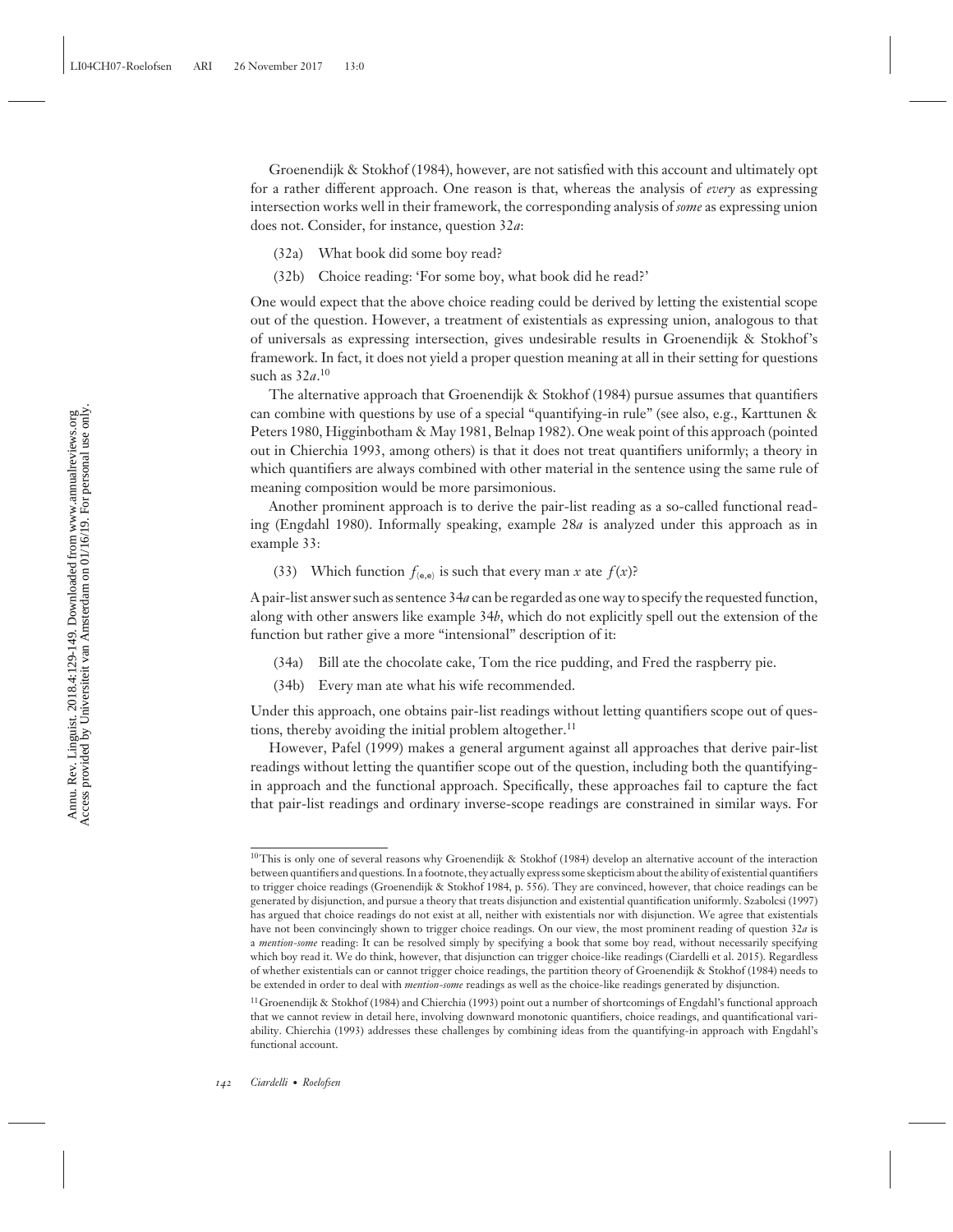Groenendijk & Stokhof (1984), however, are not satisfied with this account and ultimately opt for a rather different approach. One reason is that, whereas the analysis of *every* as expressing intersection works well in their framework, the corresponding analysis of *some* as expressing union does not. Consider, for instance, question 32*a*:

(32a) What book did some boy read?

(32b) Choice reading: 'For some boy, what book did he read?'

One would expect that the above choice reading could be derived by letting the existential scope out of the question. However, a treatment of existentials as expressing union, analogous to that of universals as expressing intersection, gives undesirable results in Groenendijk & Stokhof's framework. In fact, it does not yield a proper question meaning at all in their setting for questions such as 32*a*.[10]

The alternative approach that Groenendijk & Stokhof (1984) pursue assumes that quantifiers can combine with questions by use of a special "quantifying-in rule" (see also, e.g., Karttunen & Peters 1980, Higginbotham & May 1981, Belnap 1982). One weak point of this approach (pointed out in Chierchia 1993, among others) is that it does not treat quantifiers uniformly; a theory in which quantifiers are always combined with other material in the sentence using the same rule of meaning composition would be more parsimonious.

Another prominent approach is to derive the pair-list reading as a so-called functional reading (Engdahl 1980). Informally speaking, example 28*a* is analyzed under this approach as in example 33:

(33) Which function $f_{\langle e,e \rangle}$ is such that every man $x$ ate $f(x)$?

A pair-list answer such as sentence 34*a* can be regarded as one way to specify the requested function, along with other answers like example 34*b*, which do not explicitly spell out the extension of the function but rather give a more "intensional" description of it:

(34a) Bill ate the chocolate cake, Tom the rice pudding, and Fred the raspberry pie.

(34b) Every man ate what his wife recommended.

Under this approach, one obtains pair-list readings without letting quantifiers scope out of questions, thereby avoiding the initial problem altogether.[11]

However, Pafel (1999) makes a general argument against all approaches that derive pair-list readings without letting the quantifier scope out of the question, including both the quantifying-in approach and the functional approach. Specifically, these approaches fail to capture the fact that pair-list readings and ordinary inverse-scope readings are constrained in similar ways. For

---

[10] This is only one of several reasons why Groenendijk & Stokhof (1984) develop an alternative account of the interaction between quantifiers and questions. In a footnote, they actually express some skepticism about the ability of existential quantifiers to trigger choice readings (Groenendijk & Stokhof 1984, p. 556). They are convinced, however, that choice readings can be generated by disjunction, and pursue a theory that treats disjunction and existential quantification uniformly. Szabolcsi (1997) has argued that choice readings do not exist at all, neither with existentials nor with disjunction. We agree that existentials have not been convincingly shown to trigger choice readings. On our view, the most prominent reading of question 32*a* is a *mention-some* reading: It can be resolved simply by specifying a book that some boy read, without necessarily specifying which boy read it. We do think, however, that disjunction can trigger choice-like readings (Ciardelli et al. 2015). Regardless of whether existentials can or cannot trigger choice readings, the partition theory of Groenendijk & Stokhof (1984) needs to be extended in order to deal with *mention-some* readings as well as the choice-like readings generated by disjunction.

[11] Groenendijk & Stokhof (1984) and Chierchia (1993) point out a number of shortcomings of Engdahl's functional approach that we cannot review in detail here, involving downward monotonic quantifiers, choice readings, and quantificational variability. Chierchia (1993) addresses these challenges by combining ideas from the quantifying-in approach with Engdahl's functional account.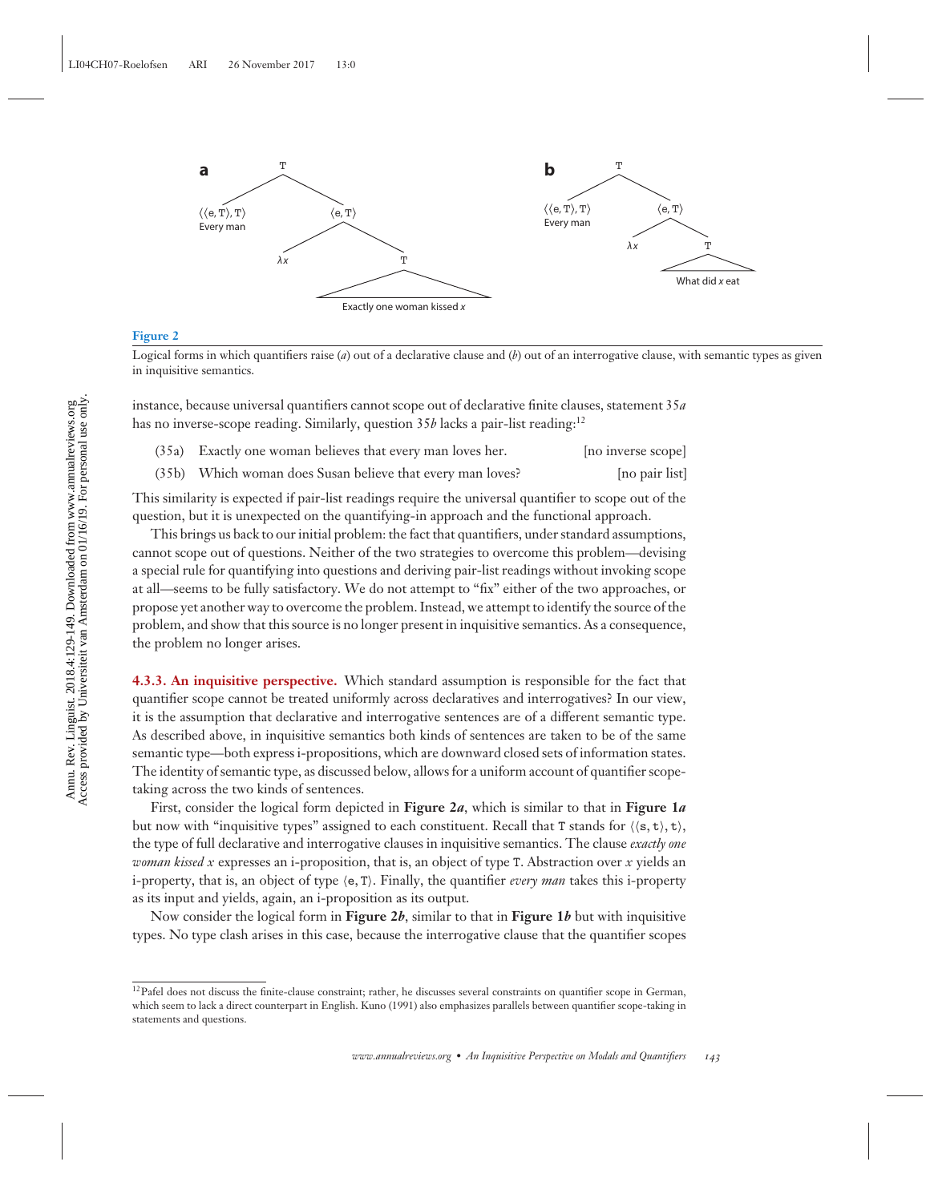Figure 2

Logical forms in which quantifiers raise (*a*) out of a declarative clause and (*b*) out of an interrogative clause, with semantic types as given in inquisitive semantics.

instance, because universal quantifiers cannot scope out of declarative finite clauses, statement 35*a* has no inverse-scope reading. Similarly, question 35*b* lacks a pair-list reading:[12]

(35a) Exactly one woman believes that every man loves her. [no inverse scope]

(35b) Which woman does Susan believe that every man loves? [no pair list]

This similarity is expected if pair-list readings require the universal quantifier to scope out of the question, but it is unexpected on the quantifying-in approach and the functional approach.

This brings us back to our initial problem: the fact that quantifiers, under standard assumptions, cannot scope out of questions. Neither of the two strategies to overcome this problem—devising a special rule for quantifying into questions and deriving pair-list readings without invoking scope at all—seems to be fully satisfactory. We do not attempt to "fix" either of the two approaches, or propose yet another way to overcome the problem. Instead, we attempt to identify the source of the problem, and show that this source is no longer present in inquisitive semantics. As a consequence, the problem no longer arises.

**4.3.3. An inquisitive perspective.** Which standard assumption is responsible for the fact that quantifier scope cannot be treated uniformly across declaratives and interrogatives? In our view, it is the assumption that declarative and interrogative sentences are of a different semantic type. As described above, in inquisitive semantics both kinds of sentences are taken to be of the same semantic type—both express i-propositions, which are downward closed sets of information states. The identity of semantic type, as discussed below, allows for a uniform account of quantifier scope-taking across the two kinds of sentences.

First, consider the logical form depicted in **Figure 2*a***, which is similar to that in **Figure 1*a*** but now with "inquisitive types" assigned to each constituent. Recall that $\mathtt{T}$ stands for $\langle\langle \mathtt{s}, \mathtt{t}\rangle, \mathtt{t}\rangle$, the type of full declarative and interrogative clauses in inquisitive semantics. The clause *exactly one woman kissed x* expresses an i-proposition, that is, an object of type $\mathtt{T}$. Abstraction over $x$ yields an i-property, that is, an object of type $\langle \mathtt{e}, \mathtt{T}\rangle$. Finally, the quantifier *every man* takes this i-property as its input and yields, again, an i-proposition as its output.

Now consider the logical form in **Figure 2*b***, similar to that in **Figure 1*b*** but with inquisitive types. No type clash arises in this case, because the interrogative clause that the quantifier scopes

[12] Pafel does not discuss the finite-clause constraint; rather, he discusses several constraints on quantifier scope in German, which seem to lack a direct counterpart in English. Kuno (1991) also emphasizes parallels between quantifier scope-taking in statements and questions.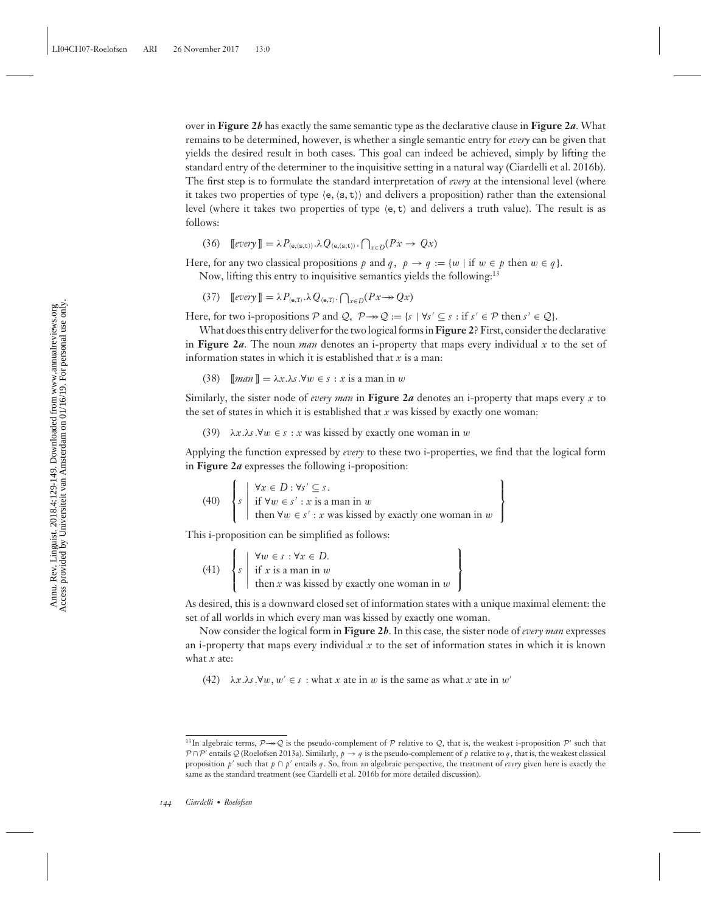over in **Figure 2*b*** has exactly the same semantic type as the declarative clause in **Figure 2*a***. What remains to be determined, however, is whether a single semantic entry for *every* can be given that yields the desired result in both cases. This goal can indeed be achieved, simply by lifting the standard entry of the determiner to the inquisitive setting in a natural way (Ciardelli et al. 2016b). The first step is to formulate the standard interpretation of *every* at the intensional level (where it takes two properties of type $\langle \mathtt{e}, \langle \mathtt{s}, \mathtt{t} \rangle \rangle$ and delivers a proposition) rather than the extensional level (where it takes two properties of type $\langle \mathtt{e}, \mathtt{t} \rangle$ and delivers a truth value). The result is as follows:

(36) $[\![ every ]\!] = \lambda P_{\langle \mathtt{e}, \langle \mathtt{s}, \mathtt{t} \rangle \rangle} . \lambda Q_{\langle \mathtt{e}, \langle \mathtt{s}, \mathtt{t} \rangle \rangle} . \bigcap_{x \in D} (Px \rightarrow Qx)$

Here, for any two classical propositions $p$ and $q$, $p \rightarrow q := \{ w \mid \text{if } w \in p \text{ then } w \in q \}$.

Now, lifting this entry to inquisitive semantics yields the following:[13]

(37) $[\![ every ]\!] = \lambda P_{\langle \mathtt{e}, \mathtt{T} \rangle} . \lambda Q_{\langle \mathtt{e}, \mathtt{T} \rangle} . \bigcap_{x \in D} (Px \twoheadrightarrow Qx)$

Here, for two i-propositions $\mathcal{P}$ and $\mathcal{Q}$, $\mathcal{P} \twoheadrightarrow \mathcal{Q} := \{ s \mid \forall s' \subseteq s : \text{if } s' \in \mathcal{P} \text{ then } s' \in \mathcal{Q} \}$.

What does this entry deliver for the two logical forms in **Figure 2**? First, consider the declarative in **Figure 2*a***. The noun *man* denotes an i-property that maps every individual $x$ to the set of information states in which it is established that $x$ is a man:

(38) $[\![ man ]\!] = \lambda x . \lambda s . \forall w \in s : x \text{ is a man in } w$

Similarly, the sister node of *every man* in **Figure 2*a*** denotes an i-property that maps every $x$ to the set of states in which it is established that $x$ was kissed by exactly one woman:

(39) $\lambda x . \lambda s . \forall w \in s : x \text{ was kissed by exactly one woman in } w$

Applying the function expressed by *every* to these two i-properties, we find that the logical form in **Figure 2*a*** expresses the following i-proposition:

(40)
$$\left\{ s \;\middle|\; \begin{array}{l} \forall x \in D : \forall s' \subseteq s . \\ \text{if } \forall w \in s' : x \text{ is a man in } w \\ \text{then } \forall w \in s' : x \text{ was kissed by exactly one woman in } w \end{array} \right\}$$

This i-proposition can be simplified as follows:

(41)
$$\left\{ s \;\middle|\; \begin{array}{l} \forall w \in s : \forall x \in D . \\ \text{if } x \text{ is a man in } w \\ \text{then } x \text{ was kissed by exactly one woman in } w \end{array} \right\}$$

As desired, this is a downward closed set of information states with a unique maximal element: the set of all worlds in which every man was kissed by exactly one woman.

Now consider the logical form in **Figure 2*b***. In this case, the sister node of *every man* expresses an i-property that maps every individual $x$ to the set of information states in which it is known what $x$ ate:

(42) $\lambda x . \lambda s . \forall w, w' \in s : \text{what } x \text{ ate in } w \text{ is the same as what } x \text{ ate in } w'$

[13] In algebraic terms, $\mathcal{P} \twoheadrightarrow \mathcal{Q}$ is the pseudo-complement of $\mathcal{P}$ relative to $\mathcal{Q}$, that is, the weakest i-proposition $\mathcal{P}'$ such that $\mathcal{P} \cap \mathcal{P}'$ entails $\mathcal{Q}$ (Roelofsen 2013a). Similarly, $p \rightarrow q$ is the pseudo-complement of $p$ relative to $q$, that is, the weakest classical proposition $p'$ such that $p \cap p'$ entails $q$. So, from an algebraic perspective, the treatment of *every* given here is exactly the same as the standard treatment (see Ciardelli et al. 2016b for more detailed discussion).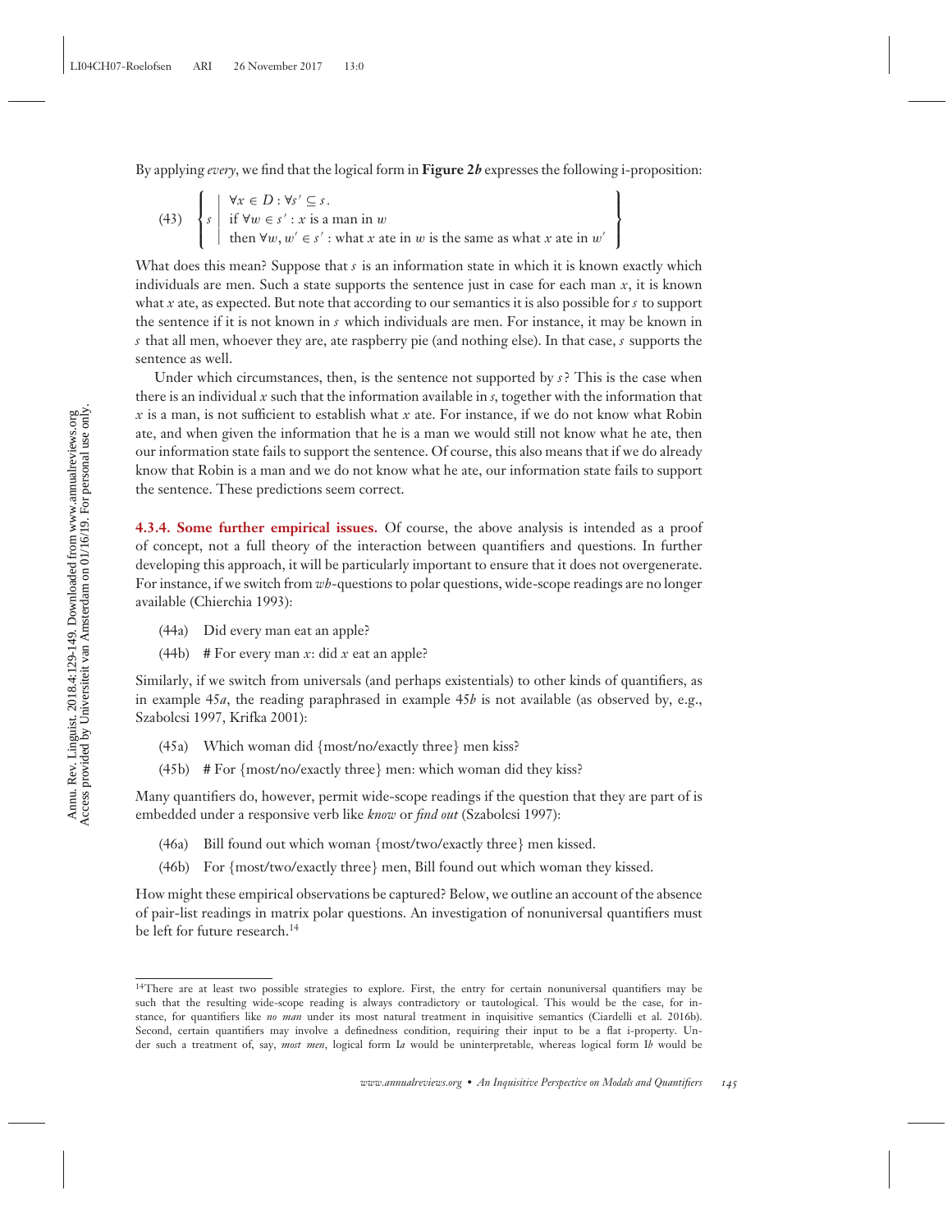By applying *every*, we find that the logical form in **Figure 2*b*** expresses the following i-proposition:

(43) $$\left\{ s \;\middle|\; \begin{array}{l} \forall x \in D : \forall s' \subseteq s. \\ \text{if } \forall w \in s' : x \text{ is a man in } w \\ \text{then } \forall w, w' \in s' : \text{what } x \text{ ate in } w \text{ is the same as what } x \text{ ate in } w' \end{array} \right\}$$

What does this mean? Suppose that $s$ is an information state in which it is known exactly which individuals are men. Such a state supports the sentence just in case for each man $x$, it is known what $x$ ate, as expected. But note that according to our semantics it is also possible for $s$ to support the sentence if it is not known in $s$ which individuals are men. For instance, it may be known in $s$ that all men, whoever they are, ate raspberry pie (and nothing else). In that case, $s$ supports the sentence as well.

Under which circumstances, then, is the sentence not supported by $s$? This is the case when there is an individual $x$ such that the information available in $s$, together with the information that $x$ is a man, is not sufficient to establish what $x$ ate. For instance, if we do not know what Robin ate, and when given the information that he is a man we would still not know what he ate, then our information state fails to support the sentence. Of course, this also means that if we do already know that Robin is a man and we do not know what he ate, our information state fails to support the sentence. These predictions seem correct.

**4.3.4. Some further empirical issues.** Of course, the above analysis is intended as a proof of concept, not a full theory of the interaction between quantifiers and questions. In further developing this approach, it will be particularly important to ensure that it does not overgenerate. For instance, if we switch from *wh*-questions to polar questions, wide-scope readings are no longer available (Chierchia 1993):

(44a) Did every man eat an apple?

(44b) # For every man $x$: did $x$ eat an apple?

Similarly, if we switch from universals (and perhaps existentials) to other kinds of quantifiers, as in example 45*a*, the reading paraphrased in example 45*b* is not available (as observed by, e.g., Szabolcsi 1997, Krifka 2001):

(45a) Which woman did {most/no/exactly three} men kiss?

(45b) # For {most/no/exactly three} men: which woman did they kiss?

Many quantifiers do, however, permit wide-scope readings if the question that they are part of is embedded under a responsive verb like *know* or *find out* (Szabolcsi 1997):

(46a) Bill found out which woman {most/two/exactly three} men kissed.

(46b) For {most/two/exactly three} men, Bill found out which woman they kissed.

How might these empirical observations be captured? Below, we outline an account of the absence of pair-list readings in matrix polar questions. An investigation of nonuniversal quantifiers must be left for future research.[14]

[14]There are at least two possible strategies to explore. First, the entry for certain nonuniversal quantifiers may be such that the resulting wide-scope reading is always contradictory or tautological. This would be the case, for instance, for quantifiers like *no man* under its most natural treatment in inquisitive semantics (Ciardelli et al. 2016b). Second, certain quantifiers may involve a definedness condition, requiring their input to be a flat i-property. Under such a treatment of, say, *most men*, logical form I*a* would be uninterpretable, whereas logical form I*b* would be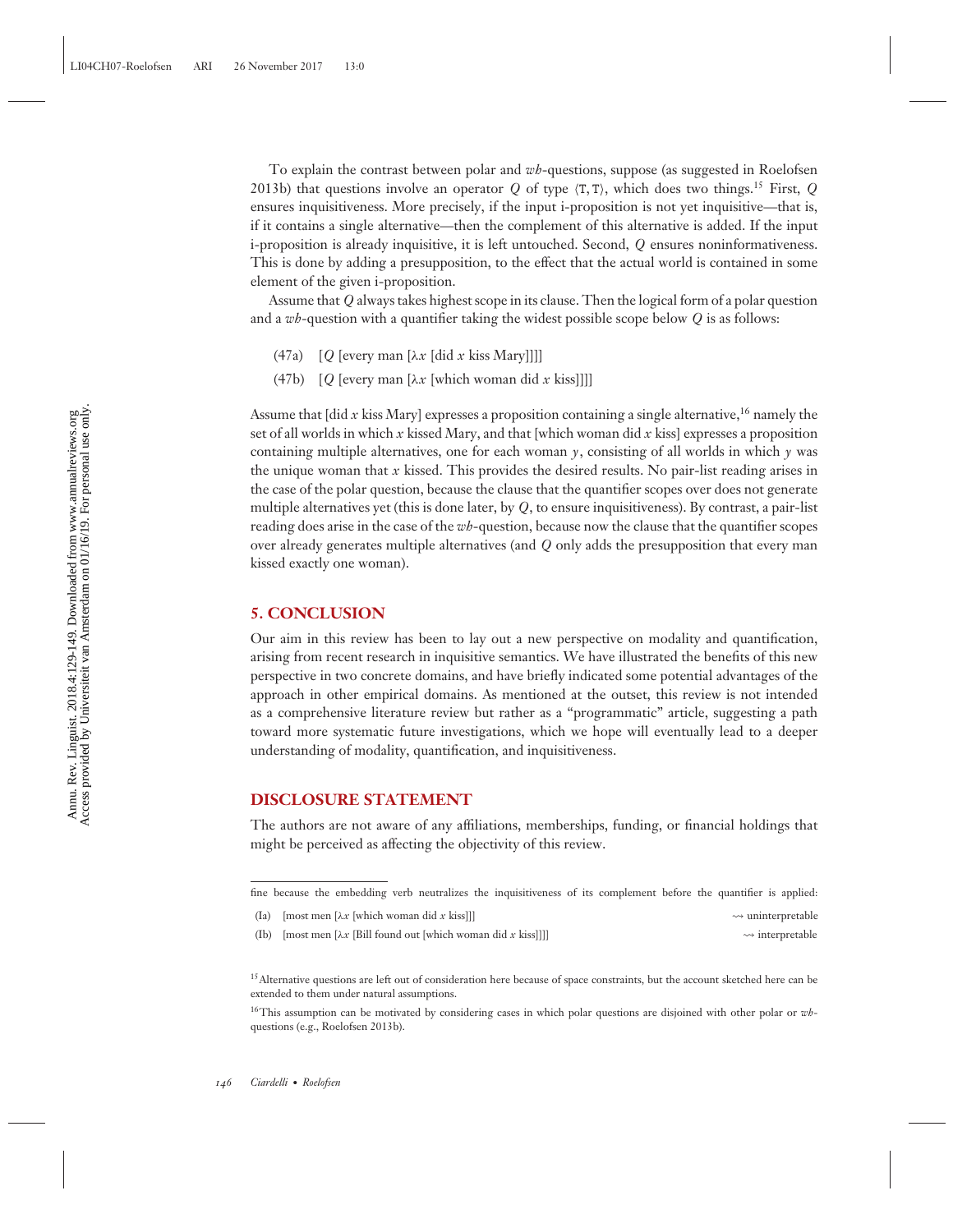To explain the contrast between polar and *wh*-questions, suppose (as suggested in Roelofsen 2013b) that questions involve an operator $Q$ of type $\langle T, T \rangle$, which does two things.[15] First, $Q$ ensures inquisitiveness. More precisely, if the input i-proposition is not yet inquisitive—that is, if it contains a single alternative—then the complement of this alternative is added. If the input i-proposition is already inquisitive, it is left untouched. Second, $Q$ ensures noninformativeness. This is done by adding a presupposition, to the effect that the actual world is contained in some element of the given i-proposition.

Assume that $Q$ always takes highest scope in its clause. Then the logical form of a polar question and a *wh*-question with a quantifier taking the widest possible scope below $Q$ is as follows:

(47a) [$Q$ [every man [$\lambda x$ [did $x$ kiss Mary]]]]

(47b) [$Q$ [every man [$\lambda x$ [which woman did $x$ kiss]]]]

Assume that [did $x$ kiss Mary] expresses a proposition containing a single alternative,[16] namely the set of all worlds in which $x$ kissed Mary, and that [which woman did $x$ kiss] expresses a proposition containing multiple alternatives, one for each woman $y$, consisting of all worlds in which $y$ was the unique woman that $x$ kissed. This provides the desired results. No pair-list reading arises in the case of the polar question, because the clause that the quantifier scopes over does not generate multiple alternatives yet (this is done later, by $Q$, to ensure inquisitiveness). By contrast, a pair-list reading does arise in the case of the *wh*-question, because now the clause that the quantifier scopes over already generates multiple alternatives (and $Q$ only adds the presupposition that every man kissed exactly one woman).

## 5. CONCLUSION

Our aim in this review has been to lay out a new perspective on modality and quantification, arising from recent research in inquisitive semantics. We have illustrated the benefits of this new perspective in two concrete domains, and have briefly indicated some potential advantages of the approach in other empirical domains. As mentioned at the outset, this review is not intended as a comprehensive literature review but rather as a "programmatic" article, suggesting a path toward more systematic future investigations, which we hope will eventually lead to a deeper understanding of modality, quantification, and inquisitiveness.

## DISCLOSURE STATEMENT

The authors are not aware of any affiliations, memberships, funding, or financial holdings that might be perceived as affecting the objectivity of this review.

---

fine because the embedding verb neutralizes the inquisitiveness of its complement before the quantifier is applied:

(Ia) [most men [$\lambda x$ [which woman did $x$ kiss]]] $\rightsquigarrow$ uninterpretable

(Ib) [most men [$\lambda x$ [Bill found out [which woman did $x$ kiss]]]] $\rightsquigarrow$ interpretable

[15] Alternative questions are left out of consideration here because of space constraints, but the account sketched here can be extended to them under natural assumptions.

[16] This assumption can be motivated by considering cases in which polar questions are disjoined with other polar or *wh*-questions (e.g., Roelofsen 2013b).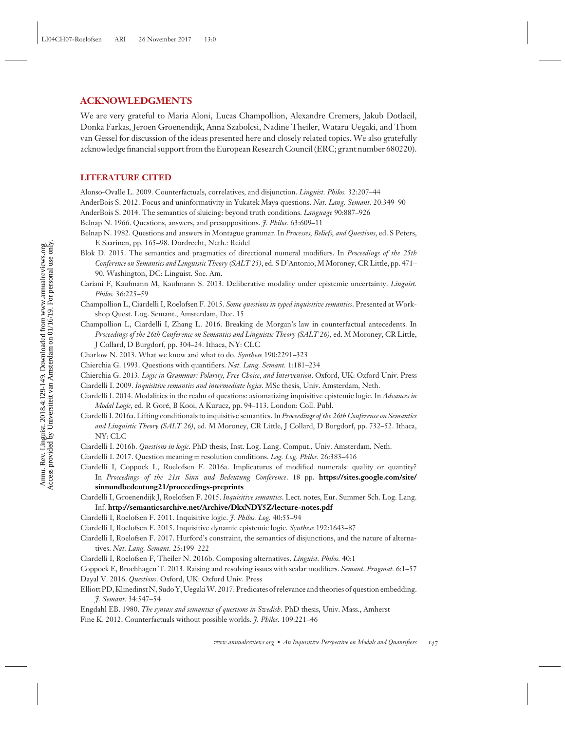## ACKNOWLEDGMENTS

We are very grateful to Maria Aloni, Lucas Champollion, Alexandre Cremers, Jakub Dotlacil, Donka Farkas, Jeroen Groenendijk, Anna Szabolcsi, Nadine Theiler, Wataru Uegaki, and Thom van Gessel for discussion of the ideas presented here and closely related topics. We also gratefully acknowledge financial support from the European Research Council (ERC; grant number 680220).

## LITERATURE CITED

Alonso-Ovalle L. 2009. Counterfactuals, correlatives, and disjunction. *Linguist. Philos.* 32:207–44

AnderBois S. 2012. Focus and uninformativity in Yukatek Maya questions. *Nat. Lang. Semant.* 20:349–90

AnderBois S. 2014. The semantics of sluicing: beyond truth conditions. *Language* 90:887–926

Belnap N. 1966. Questions, answers, and presuppositions. *J. Philos.* 63:609–11

Belnap N. 1982. Questions and answers in Montague grammar. In *Processes, Beliefs, and Questions*, ed. S Peters, E Saarinen, pp. 165–98. Dordrecht, Neth.: Reidel

Blok D. 2015. The semantics and pragmatics of directional numeral modifiers. In *Proceedings of the 25th Conference on Semantics and Linguistic Theory (SALT 25)*, ed. S D'Antonio, M Moroney, CR Little, pp. 471–90. Washington, DC: Linguist. Soc. Am.

Cariani F, Kaufmann M, Kaufmann S. 2013. Deliberative modality under epistemic uncertainty. *Linguist. Philos.* 36:225–59

Champollion L, Ciardelli I, Roelofsen F. 2015. *Some questions in typed inquisitive semantics*. Presented at Workshop Quest. Log. Semant., Amsterdam, Dec. 15

Champollion L, Ciardelli I, Zhang L. 2016. Breaking de Morgan's law in counterfactual antecedents. In *Proceedings of the 26th Conference on Semantics and Linguistic Theory (SALT 26)*, ed. M Moroney, CR Little, J Collard, D Burgdorf, pp. 304–24. Ithaca, NY: CLC

Charlow N. 2013. What we know and what to do. *Synthese* 190:2291–323

Chierchia G. 1993. Questions with quantifiers. *Nat. Lang. Semant.* 1:181–234

Chierchia G. 2013. *Logic in Grammar: Polarity, Free Choice, and Intervention*. Oxford, UK: Oxford Univ. Press

Ciardelli I. 2009. *Inquisitive semantics and intermediate logics*. MSc thesis, Univ. Amsterdam, Neth.

Ciardelli I. 2014. Modalities in the realm of questions: axiomatizing inquisitive epistemic logic. In *Advances in Modal Logic*, ed. R Goré, B Kooi, A Kurucz, pp. 94–113. London: Coll. Publ.

Ciardelli I. 2016a. Lifting conditionals to inquisitive semantics. In *Proceedings of the 26th Conference on Semantics and Linguistic Theory (SALT 26)*, ed. M Moroney, CR Little, J Collard, D Burgdorf, pp. 732–52. Ithaca, NY: CLC

Ciardelli I. 2016b. *Questions in logic*. PhD thesis, Inst. Log. Lang. Comput., Univ. Amsterdam, Neth.

Ciardelli I. 2017. Question meaning = resolution conditions. *Log. Log. Philos.* 26:383–416

Ciardelli I, Coppock L, Roelofsen F. 2016a. Implicatures of modified numerals: quality or quantity? In *Proceedings of the 21st Sinn und Bedeutung Conference*. 18 pp. **https://sites.google.com/site/sinnundbedeutung21/proceedings-preprints**

Ciardelli I, Groenendijk J, Roelofsen F. 2015. *Inquisitive semantics*. Lect. notes, Eur. Summer Sch. Log. Lang. Inf. **http://semanticsarchive.net/Archive/DkxNDY5Z/lecture-notes.pdf**

Ciardelli I, Roelofsen F. 2011. Inquisitive logic. *J. Philos. Log.* 40:55–94

Ciardelli I, Roelofsen F. 2015. Inquisitive dynamic epistemic logic. *Synthese* 192:1643–87

Ciardelli I, Roelofsen F. 2017. Hurford's constraint, the semantics of disjunctions, and the nature of alternatives. *Nat. Lang. Semant.* 25:199–222

Ciardelli I, Roelofsen F, Theiler N. 2016b. Composing alternatives. *Linguist. Philos.* 40:1

Coppock E, Brochhagen T. 2013. Raising and resolving issues with scalar modifiers. *Semant. Pragmat.* 6:1–57

Dayal V. 2016. *Questions*. Oxford, UK: Oxford Univ. Press

Elliott PD, Klinedinst N, Sudo Y, Uegaki W. 2017. Predicates of relevance and theories of question embedding. *J. Semant.* 34:547–54

Engdahl EB. 1980. *The syntax and semantics of questions in Swedish*. PhD thesis, Univ. Mass., Amherst

Fine K. 2012. Counterfactuals without possible worlds. *J. Philos.* 109:221–46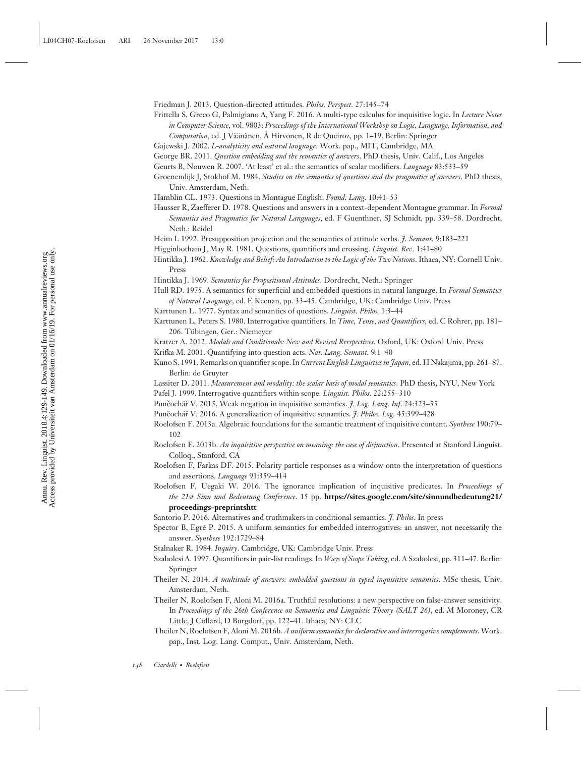Friedman J. 2013. Question-directed attitudes. *Philos. Perspect.* 27:145–74

Frittella S, Greco G, Palmigiano A, Yang F. 2016. A multi-type calculus for inquisitive logic. In *Lecture Notes in Computer Science*, vol. 9803: *Proceedings of the International Workshop on Logic, Language, Information, and Computation*, ed. J Väänänen, Å Hirvonen, R de Queiroz, pp. 1–19. Berlin: Springer

Gajewski J. 2002. *L-analyticity and natural language*. Work. pap., MIT, Cambridge, MA

George BR. 2011. *Question embedding and the semantics of answers*. PhD thesis, Univ. Calif., Los Angeles

Geurts B, Nouwen R. 2007. 'At least' et al.: the semantics of scalar modifiers. *Language* 83:533–59

Groenendijk J, Stokhof M. 1984. *Studies on the semantics of questions and the pragmatics of answers*. PhD thesis, Univ. Amsterdam, Neth.

Hamblin CL. 1973. Questions in Montague English. *Found. Lang.* 10:41–53

Hausser R, Zaefferer D. 1978. Questions and answers in a context-dependent Montague grammar. In *Formal Semantics and Pragmatics for Natural Languages*, ed. F Guenthner, SJ Schmidt, pp. 339–58. Dordrecht, Neth.: Reidel

Heim I. 1992. Presupposition projection and the semantics of attitude verbs. *J. Semant.* 9:183–221

Higginbotham J, May R. 1981. Questions, quantifiers and crossing. *Linguist. Rev.* 1:41–80

Hintikka J. 1962. *Knowledge and Belief: An Introduction to the Logic of the Two Notions*. Ithaca, NY: Cornell Univ. Press

Hintikka J. 1969. *Semantics for Propositional Attitudes*. Dordrecht, Neth.: Springer

Hull RD. 1975. A semantics for superficial and embedded questions in natural language. In *Formal Semantics of Natural Language*, ed. E Keenan, pp. 33–45. Cambridge, UK: Cambridge Univ. Press

Karttunen L. 1977. Syntax and semantics of questions. *Linguist. Philos.* 1:3–44

Karttunen L, Peters S. 1980. Interrogative quantifiers. In *Time, Tense, and Quantifiers*, ed. C Rohrer, pp. 181–206. Tübingen, Ger.: Niemeyer

Kratzer A. 2012. *Modals and Conditionals: New and Revised Rerspectives*. Oxford, UK: Oxford Univ. Press

Krifka M. 2001. Quantifying into question acts. *Nat. Lang. Semant.* 9:1–40

Kuno S. 1991. Remarks on quantifier scope. In *Current English Linguistics in Japan*, ed. H Nakajima, pp. 261–87. Berlin: de Gruyter

Lassiter D. 2011. *Measurement and modality: the scalar basis of modal semantics*. PhD thesis, NYU, New York

Pafel J. 1999. Interrogative quantifiers within scope. *Linguist. Philos.* 22:255–310

Punčochář V. 2015. Weak negation in inquisitive semantics. *J. Log. Lang. Inf.* 24:323–55

Punčochář V. 2016. A generalization of inquisitive semantics. *J. Philos. Log.* 45:399–428

Roelofsen F. 2013a. Algebraic foundations for the semantic treatment of inquisitive content. *Synthese* 190:79–102

Roelofsen F. 2013b. *An inquisitive perspective on meaning: the case of disjunction*. Presented at Stanford Linguist. Colloq., Stanford, CA

Roelofsen F, Farkas DF. 2015. Polarity particle responses as a window onto the interpretation of questions and assertions. *Language* 91:359–414

Roelofsen F, Uegaki W. 2016. The ignorance implication of inquisitive predicates. In *Proceedings of the 21st Sinn und Bedeutung Conference*. 15 pp. **https://sites.google.com/site/sinnundbedeutung21/proceedings-preprintshtt**

Santorio P. 2016. Alternatives and truthmakers in conditional semantics. *J. Philos.* In press

Spector B, Egré P. 2015. A uniform semantics for embedded interrogatives: an answer, not necessarily the answer. *Synthese* 192:1729–84

Stalnaker R. 1984. *Inquiry*. Cambridge, UK: Cambridge Univ. Press

Szabolcsi A. 1997. Quantifiers in pair-list readings. In *Ways of Scope Taking*, ed. A Szabolcsi, pp. 311–47. Berlin: Springer

Theiler N. 2014. *A multitude of answers: embedded questions in typed inquisitive semantics*. MSc thesis, Univ. Amsterdam, Neth.

Theiler N, Roelofsen F, Aloni M. 2016a. Truthful resolutions: a new perspective on false-answer sensitivity. In *Proceedings of the 26th Conference on Semantics and Linguistic Theory (SALT 26)*, ed. M Moroney, CR Little, J Collard, D Burgdorf, pp. 122–41. Ithaca, NY: CLC

Theiler N, Roelofsen F, Aloni M. 2016b. *A uniform semantics for declarative and interrogative complements*. Work. pap., Inst. Log. Lang. Comput., Univ. Amsterdam, Neth.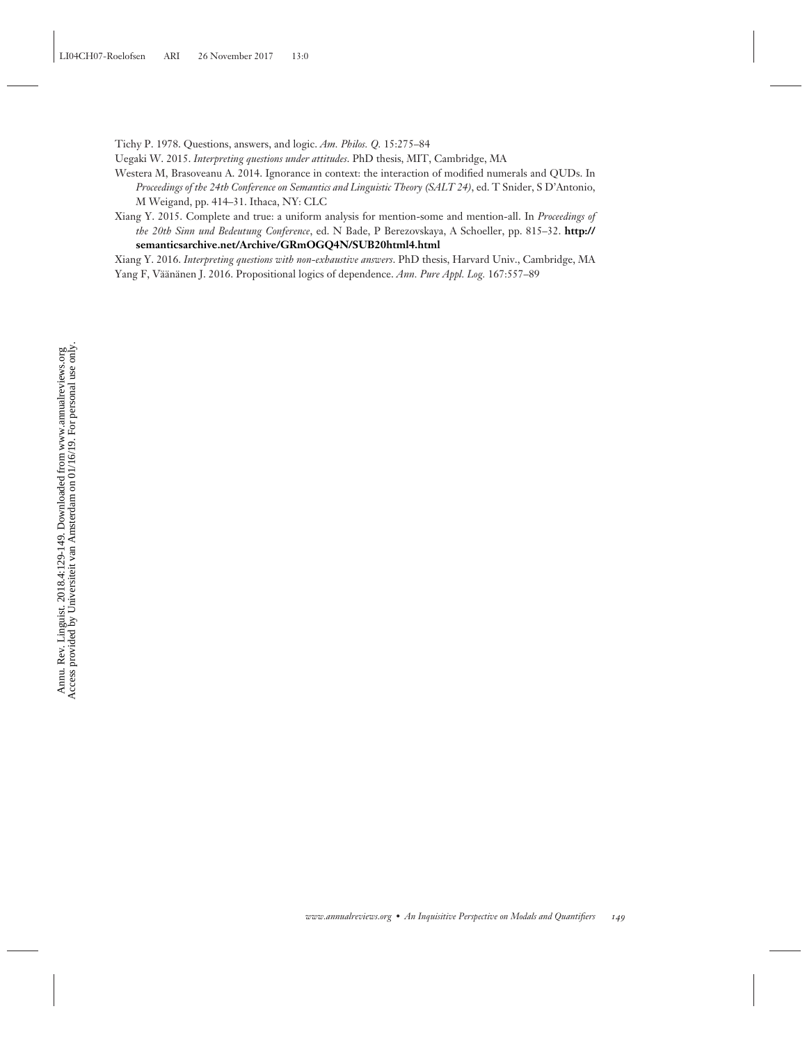Tichy P. 1978. Questions, answers, and logic. *Am. Philos. Q.* 15:275–84

Uegaki W. 2015. *Interpreting questions under attitudes*. PhD thesis, MIT, Cambridge, MA

Westera M, Brasoveanu A. 2014. Ignorance in context: the interaction of modified numerals and QUDs. In *Proceedings of the 24th Conference on Semantics and Linguistic Theory (SALT 24)*, ed. T Snider, S D'Antonio, M Weigand, pp. 414–31. Ithaca, NY: CLC

Xiang Y. 2015. Complete and true: a uniform analysis for mention-some and mention-all. In *Proceedings of the 20th Sinn und Bedeutung Conference*, ed. N Bade, P Berezovskaya, A Schoeller, pp. 815–32. **http://semanticsarchive.net/Archive/GRmOGQ4N/SUB20html4.html**

Xiang Y. 2016. *Interpreting questions with non-exhaustive answers*. PhD thesis, Harvard Univ., Cambridge, MA

Yang F, Väänänen J. 2016. Propositional logics of dependence. *Ann. Pure Appl. Log.* 167:557–89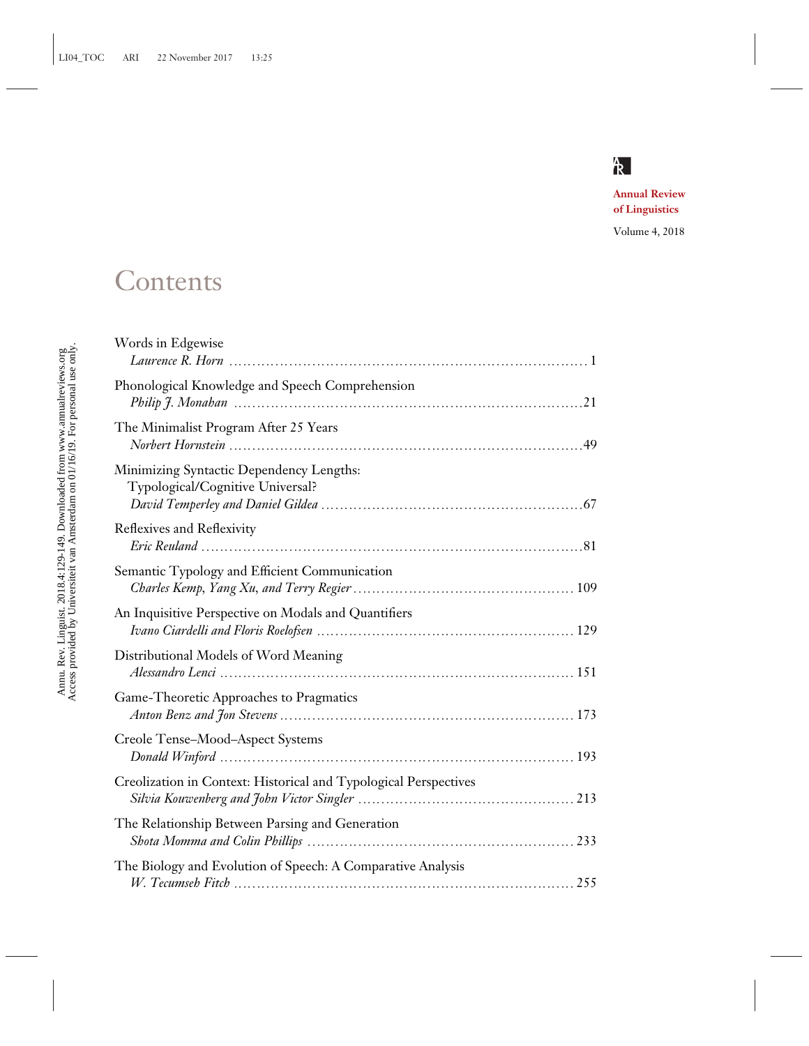Annual Review of Linguistics

Volume 4, 2018

# Contents

Words in Edgewise
*Laurence R. Horn* .......... 1

Phonological Knowledge and Speech Comprehension
*Philip J. Monahan* .......... 21

The Minimalist Program After 25 Years
*Norbert Hornstein* .......... 49

Minimizing Syntactic Dependency Lengths: Typological/Cognitive Universal?
*David Temperley and Daniel Gildea* .......... 67

Reflexives and Reflexivity
*Eric Reuland* .......... 81

Semantic Typology and Efficient Communication
*Charles Kemp, Yang Xu, and Terry Regier* .......... 109

An Inquisitive Perspective on Modals and Quantifiers
*Ivano Ciardelli and Floris Roelofsen* .......... 129

Distributional Models of Word Meaning
*Alessandro Lenci* .......... 151

Game-Theoretic Approaches to Pragmatics
*Anton Benz and Jon Stevens* .......... 173

Creole Tense–Mood–Aspect Systems
*Donald Winford* .......... 193

Creolization in Context: Historical and Typological Perspectives
*Silvia Kouwenberg and John Victor Singler* .......... 213

The Relationship Between Parsing and Generation
*Shota Momma and Colin Phillips* .......... 233

The Biology and Evolution of Speech: A Comparative Analysis
*W. Tecumseh Fitch* .......... 255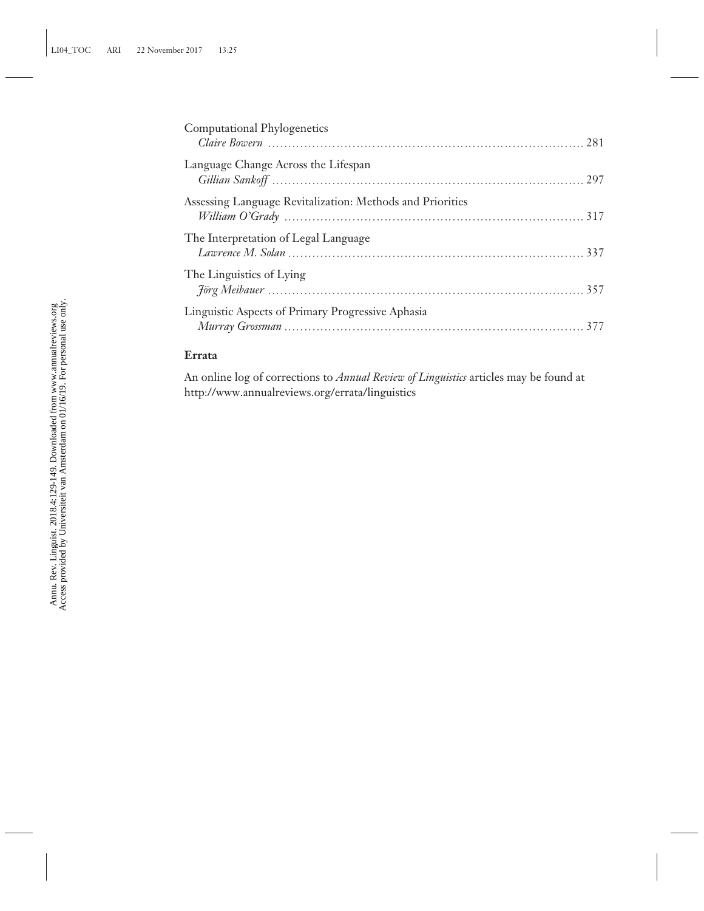Computational Phylogenetics
*Claire Bowern* .......... 281

Language Change Across the Lifespan
*Gillian Sankoff* .......... 297

Assessing Language Revitalization: Methods and Priorities
*William O'Grady* .......... 317

The Interpretation of Legal Language
*Lawrence M. Solan* .......... 337

The Linguistics of Lying
*Jörg Meibauer* .......... 357

Linguistic Aspects of Primary Progressive Aphasia
*Murray Grossman* .......... 377

**Errata**

An online log of corrections to *Annual Review of Linguistics* articles may be found at http://www.annualreviews.org/errata/linguistics